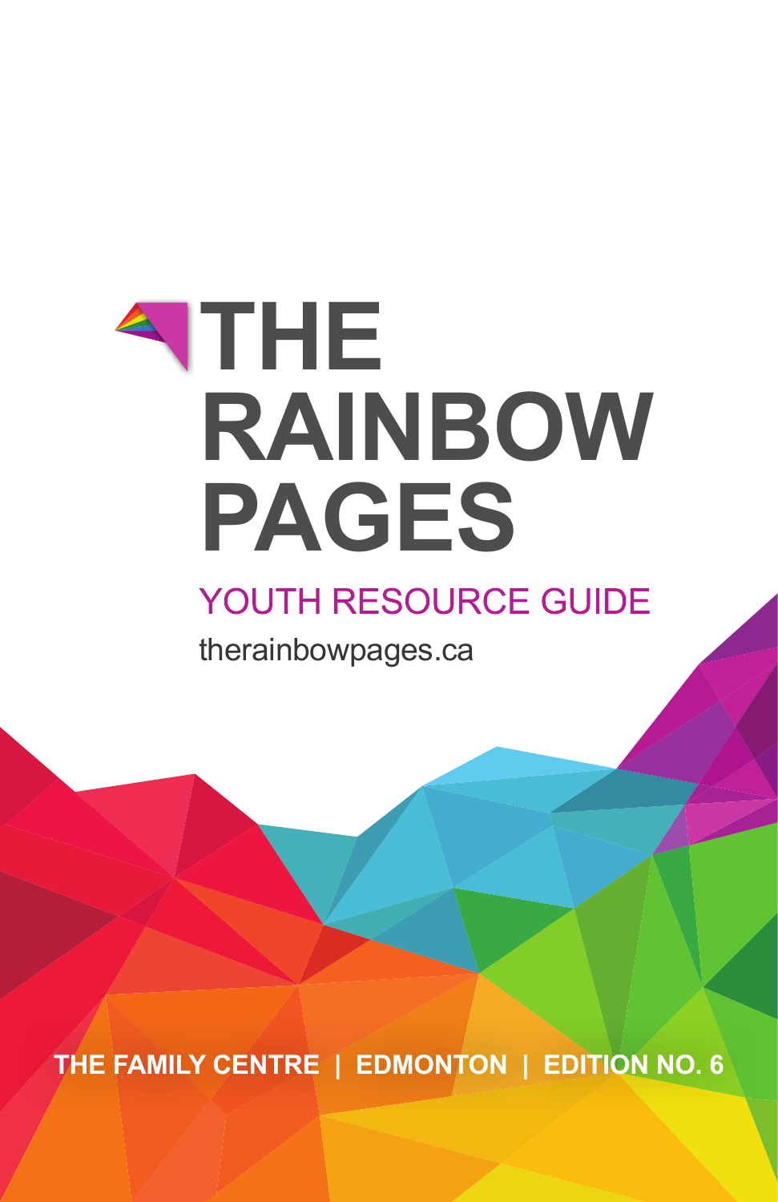# THE RAINBOW PAGES

## YOUTH RESOURCE GUIDE

therainbowpages.ca

**THE FAMILY CENTRE | EDMONTON | EDITION NO. 6**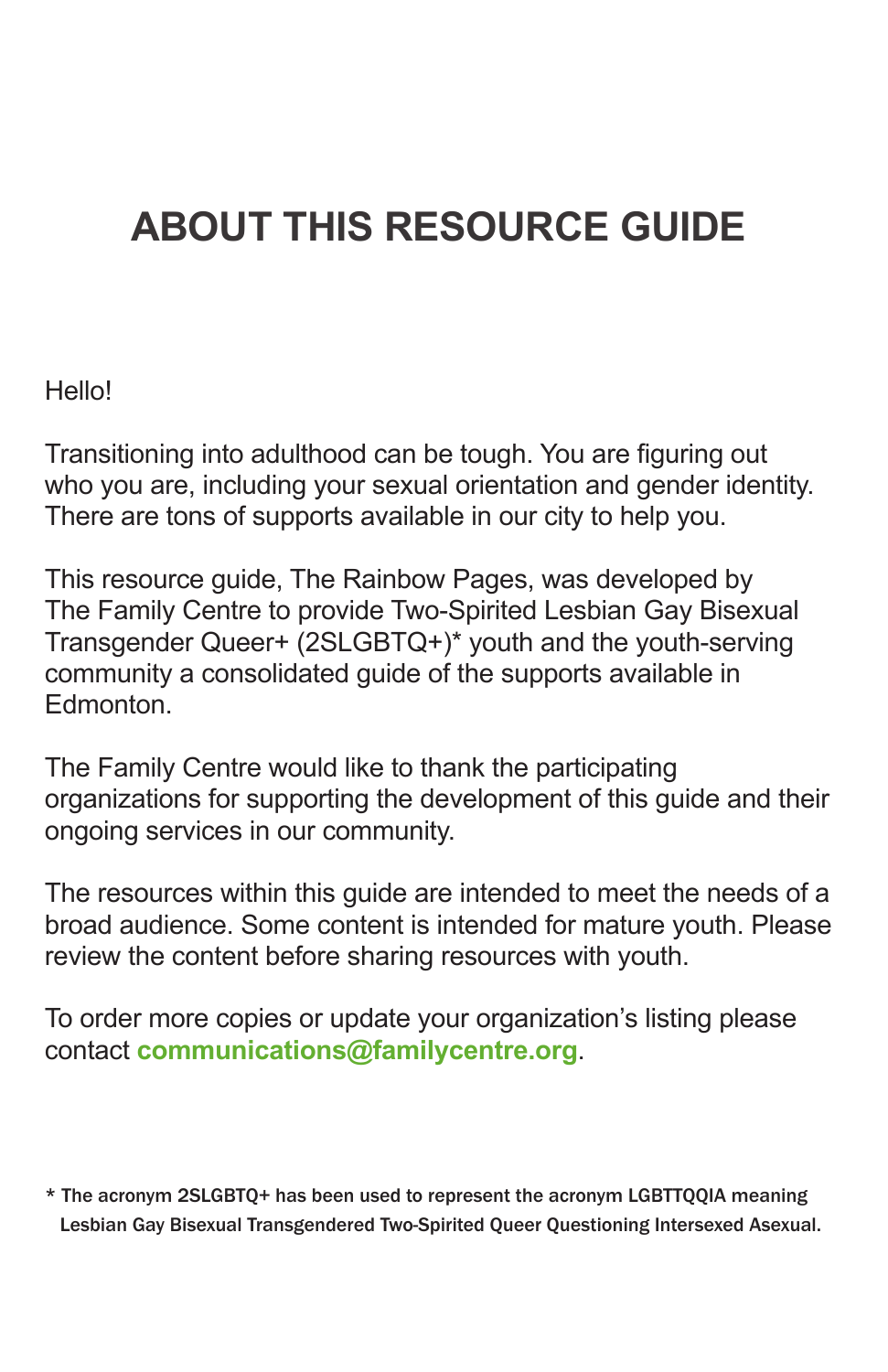# ABOUT THIS RESOURCE GUIDE

Hello!

Transitioning into adulthood can be tough. You are figuring out who you are, including your sexual orientation and gender identity. There are tons of supports available in our city to help you.

This resource guide, The Rainbow Pages, was developed by The Family Centre to provide Two-Spirited Lesbian Gay Bisexual Transgender Queer+ (2SLGBTQ+)* youth and the youth-serving community a consolidated guide of the supports available in Edmonton.

The Family Centre would like to thank the participating organizations for supporting the development of this guide and their ongoing services in our community.

The resources within this guide are intended to meet the needs of a broad audience. Some content is intended for mature youth. Please review the content before sharing resources with youth.

To order more copies or update your organization's listing please contact **communications@familycentre.org**.

* The acronym 2SLGBTQ+ has been used to represent the acronym LGBTTQQIA meaning Lesbian Gay Bisexual Transgendered Two-Spirited Queer Questioning Intersexed Asexual.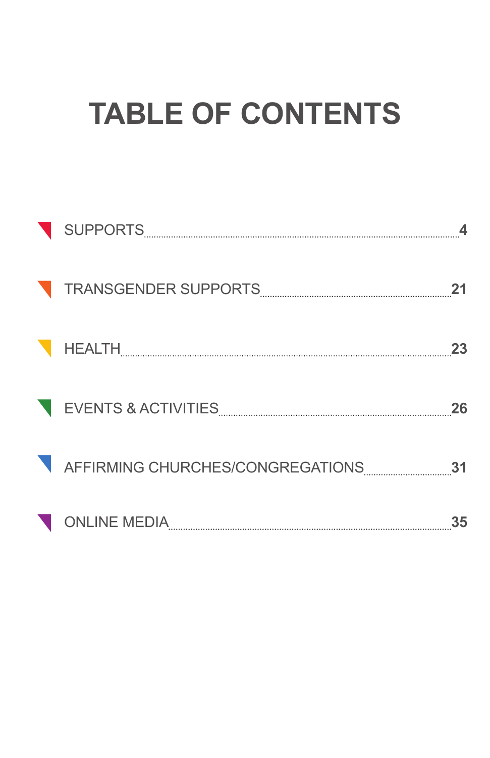# TABLE OF CONTENTS

| Section | Page |
| --- | --- |
| SUPPORTS | 4 |
| TRANSGENDER SUPPORTS | 21 |
| HEALTH | 23 |
| EVENTS & ACTIVITIES | 26 |
| AFFIRMING CHURCHES/CONGREGATIONS | 31 |
| ONLINE MEDIA | 35 |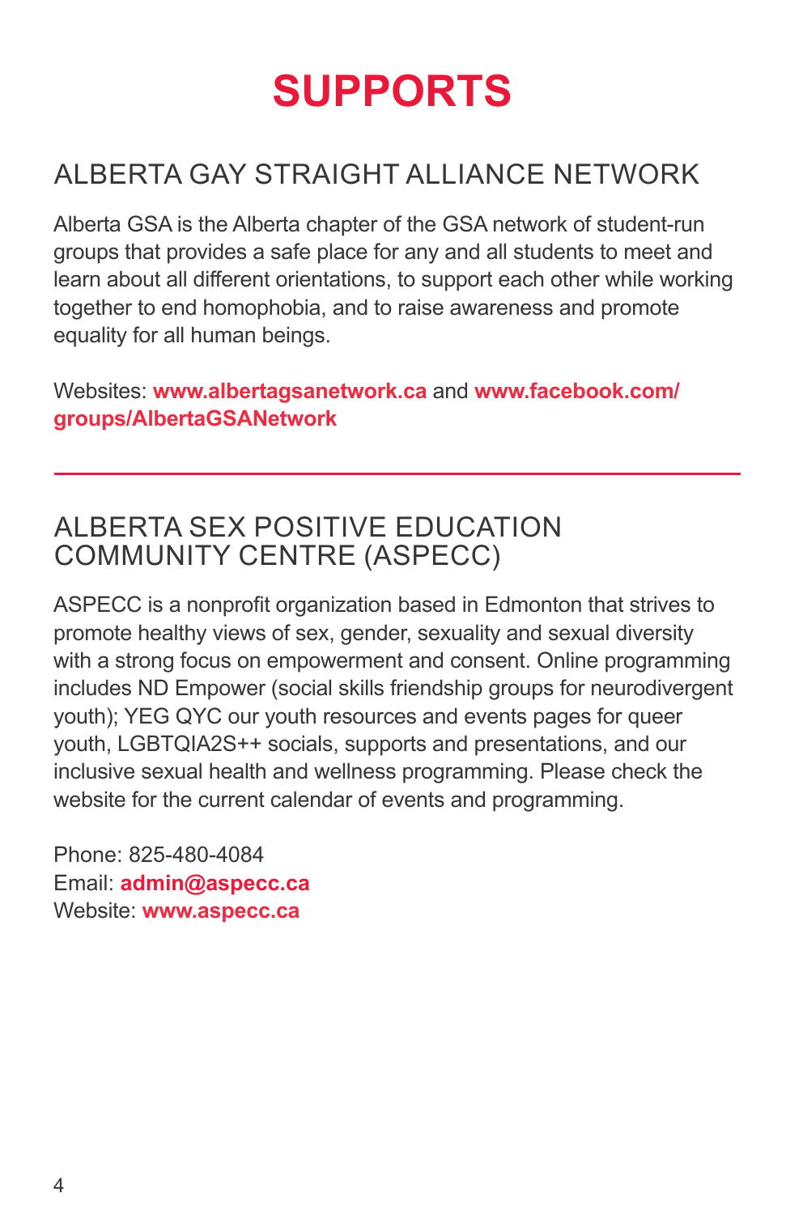# SUPPORTS

## ALBERTA GAY STRAIGHT ALLIANCE NETWORK

Alberta GSA is the Alberta chapter of the GSA network of student-run groups that provides a safe place for any and all students to meet and learn about all different orientations, to support each other while working together to end homophobia, and to raise awareness and promote equality for all human beings.

Websites: **www.albertagsanetwork.ca** and **www.facebook.com/groups/AlbertaGSANetwork**

---

## ALBERTA SEX POSITIVE EDUCATION COMMUNITY CENTRE (ASPECC)

ASPECC is a nonprofit organization based in Edmonton that strives to promote healthy views of sex, gender, sexuality and sexual diversity with a strong focus on empowerment and consent. Online programming includes ND Empower (social skills friendship groups for neurodivergent youth); YEG QYC our youth resources and events pages for queer youth, LGBTQIA2S++ socials, supports and presentations, and our inclusive sexual health and wellness programming. Please check the website for the current calendar of events and programming.

Phone: 825-480-4084
Email: **admin@aspecc.ca**
Website: **www.aspecc.ca**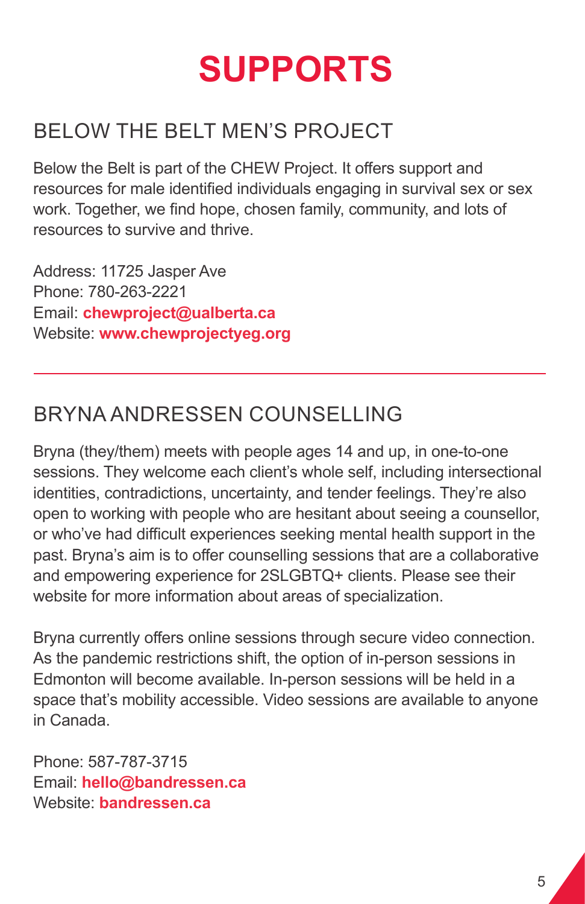# SUPPORTS

## BELOW THE BELT MEN'S PROJECT

Below the Belt is part of the CHEW Project. It offers support and resources for male identified individuals engaging in survival sex or sex work. Together, we find hope, chosen family, community, and lots of resources to survive and thrive.

Address: 11725 Jasper Ave
Phone: 780-263-2221
Email: **chewproject@ualberta.ca**
Website: **www.chewprojectyeg.org**

---

## BRYNA ANDRESSEN COUNSELLING

Bryna (they/them) meets with people ages 14 and up, in one-to-one sessions. They welcome each client's whole self, including intersectional identities, contradictions, uncertainty, and tender feelings. They're also open to working with people who are hesitant about seeing a counsellor, or who've had difficult experiences seeking mental health support in the past. Bryna's aim is to offer counselling sessions that are a collaborative and empowering experience for 2SLGBTQ+ clients. Please see their website for more information about areas of specialization.

Bryna currently offers online sessions through secure video connection. As the pandemic restrictions shift, the option of in-person sessions in Edmonton will become available. In-person sessions will be held in a space that's mobility accessible. Video sessions are available to anyone in Canada.

Phone: 587-787-3715
Email: **hello@bandressen.ca**
Website: **bandressen.ca**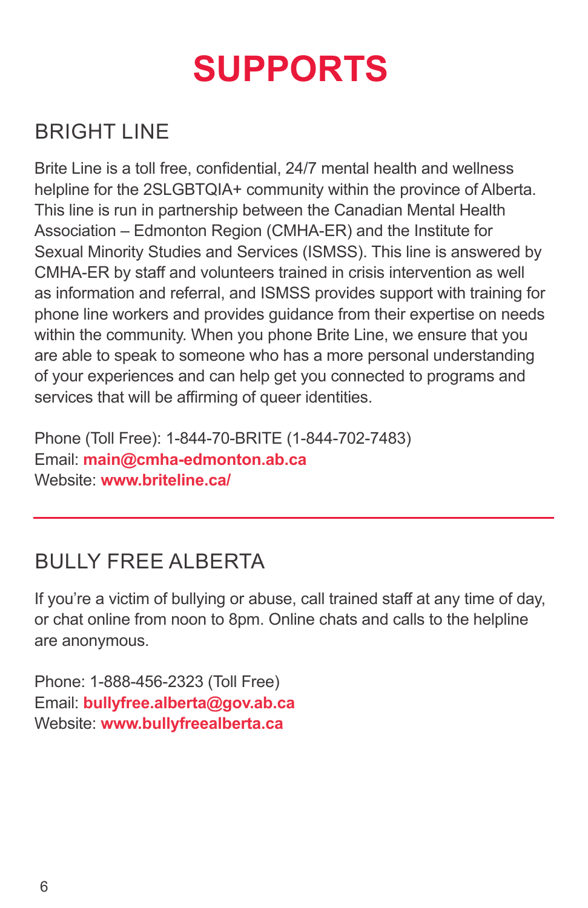# SUPPORTS

## BRIGHT LINE

Brite Line is a toll free, confidential, 24/7 mental health and wellness helpline for the 2SLGBTQIA+ community within the province of Alberta. This line is run in partnership between the Canadian Mental Health Association – Edmonton Region (CMHA-ER) and the Institute for Sexual Minority Studies and Services (ISMSS). This line is answered by CMHA-ER by staff and volunteers trained in crisis intervention as well as information and referral, and ISMSS provides support with training for phone line workers and provides guidance from their expertise on needs within the community. When you phone Brite Line, we ensure that you are able to speak to someone who has a more personal understanding of your experiences and can help get you connected to programs and services that will be affirming of queer identities.

Phone (Toll Free): 1-844-70-BRITE (1-844-702-7483)
Email: **main@cmha-edmonton.ab.ca**
Website: **www.briteline.ca/**

---

## BULLY FREE ALBERTA

If you're a victim of bullying or abuse, call trained staff at any time of day, or chat online from noon to 8pm. Online chats and calls to the helpline are anonymous.

Phone: 1-888-456-2323 (Toll Free)
Email: **bullyfree.alberta@gov.ab.ca**
Website: **www.bullyfreealberta.ca**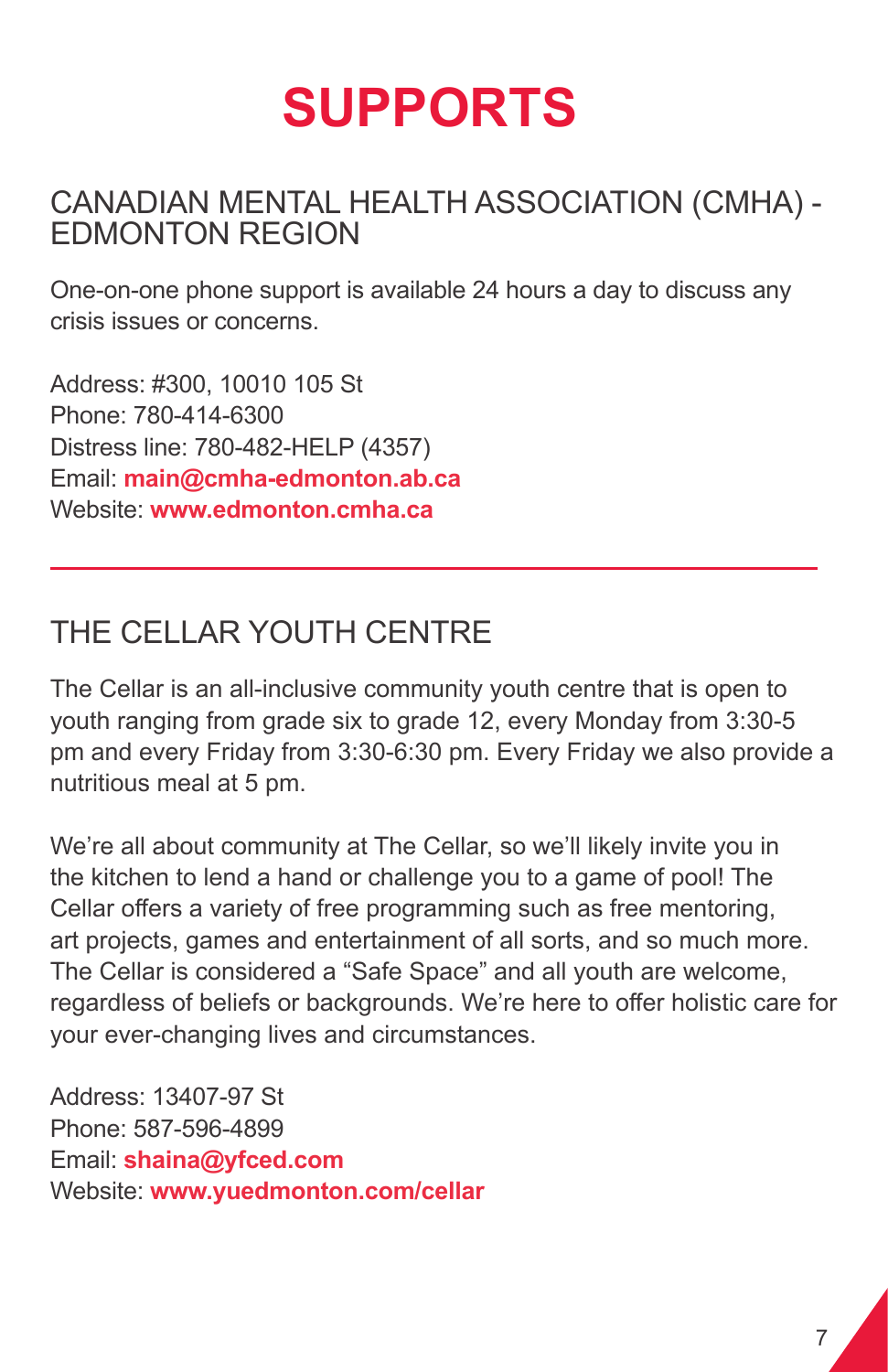# SUPPORTS

## CANADIAN MENTAL HEALTH ASSOCIATION (CMHA) - EDMONTON REGION

One-on-one phone support is available 24 hours a day to discuss any crisis issues or concerns.

Address: #300, 10010 105 St
Phone: 780-414-6300
Distress line: 780-482-HELP (4357)
Email: **main@cmha-edmonton.ab.ca**
Website: **www.edmonton.cmha.ca**

---

## THE CELLAR YOUTH CENTRE

The Cellar is an all-inclusive community youth centre that is open to youth ranging from grade six to grade 12, every Monday from 3:30-5 pm and every Friday from 3:30-6:30 pm. Every Friday we also provide a nutritious meal at 5 pm.

We're all about community at The Cellar, so we'll likely invite you in the kitchen to lend a hand or challenge you to a game of pool! The Cellar offers a variety of free programming such as free mentoring, art projects, games and entertainment of all sorts, and so much more. The Cellar is considered a "Safe Space" and all youth are welcome, regardless of beliefs or backgrounds. We're here to offer holistic care for your ever-changing lives and circumstances.

Address: 13407-97 St
Phone: 587-596-4899
Email: **shaina@yfced.com**
Website: **www.yuedmonton.com/cellar**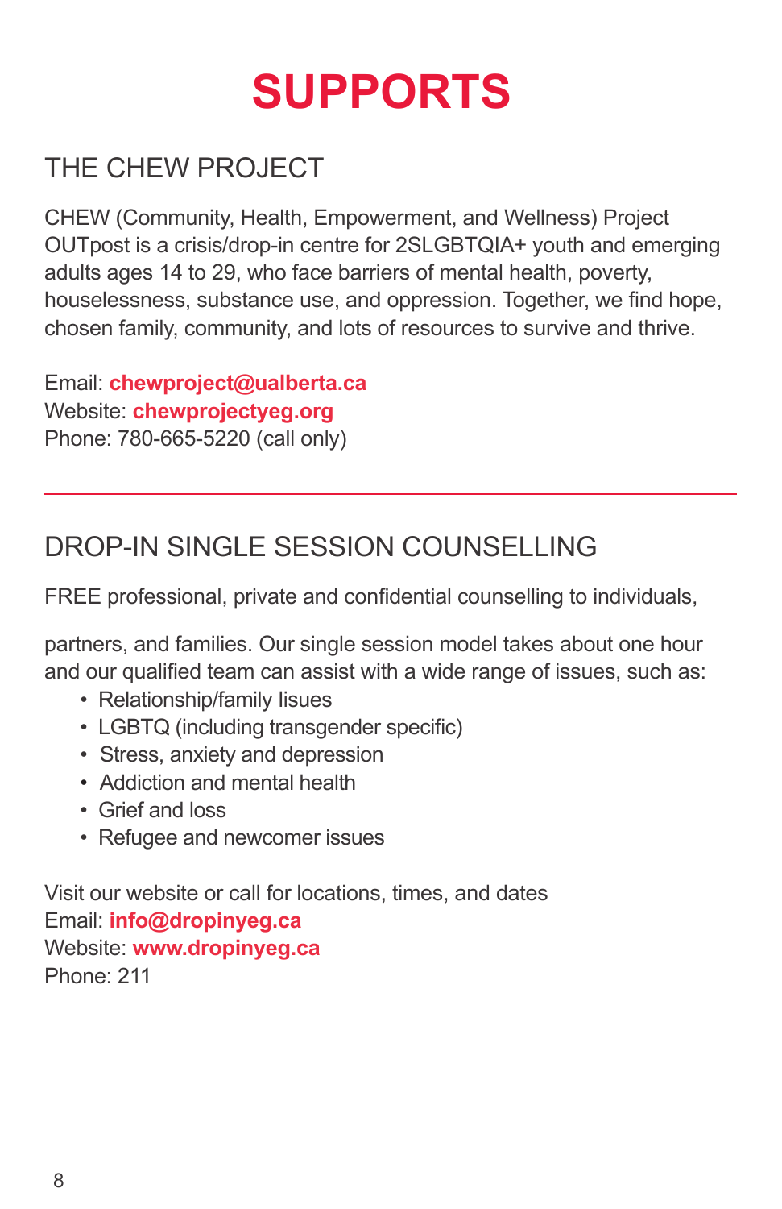# SUPPORTS

## THE CHEW PROJECT

CHEW (Community, Health, Empowerment, and Wellness) Project OUTpost is a crisis/drop-in centre for 2SLGBTQIA+ youth and emerging adults ages 14 to 29, who face barriers of mental health, poverty, houselessness, substance use, and oppression. Together, we find hope, chosen family, community, and lots of resources to survive and thrive.

Email: **chewproject@ualberta.ca**
Website: **chewprojectyeg.org**
Phone: 780-665-5220 (call only)

---

## DROP-IN SINGLE SESSION COUNSELLING

FREE professional, private and confidential counselling to individuals,

partners, and families. Our single session model takes about one hour and our qualified team can assist with a wide range of issues, such as:

- Relationship/family lisues
- LGBTQ (including transgender specific)
- Stress, anxiety and depression
- Addiction and mental health
- Grief and loss
- Refugee and newcomer issues

Visit our website or call for locations, times, and dates
Email: **info@dropinyeg.ca**
Website: **www.dropinyeg.ca**
Phone: 211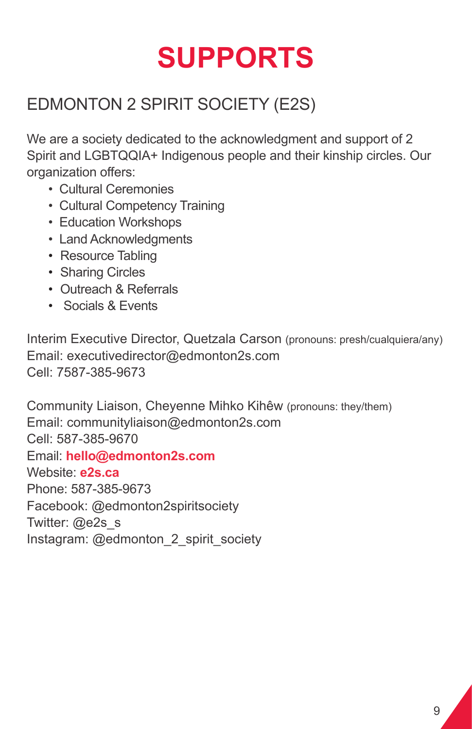# SUPPORTS

## EDMONTON 2 SPIRIT SOCIETY (E2S)

We are a society dedicated to the acknowledgment and support of 2 Spirit and LGBTQQIA+ Indigenous people and their kinship circles. Our organization offers:

- Cultural Ceremonies
- Cultural Competency Training
- Education Workshops
- Land Acknowledgments
- Resource Tabling
- Sharing Circles
- Outreach & Referrals
- Socials & Events

Interim Executive Director, Quetzala Carson (pronouns: presh/cualquiera/any)
Email: executivedirector@edmonton2s.com
Cell: 7587-385-9673

Community Liaison, Cheyenne Mihko Kihêw (pronouns: they/them)
Email: communityliaison@edmonton2s.com
Cell: 587-385-9670
Email: **hello@edmonton2s.com**
Website: **e2s.ca**
Phone: 587-385-9673
Facebook: @edmonton2spiritsociety
Twitter: @e2s_s
Instagram: @edmonton_2_spirit_society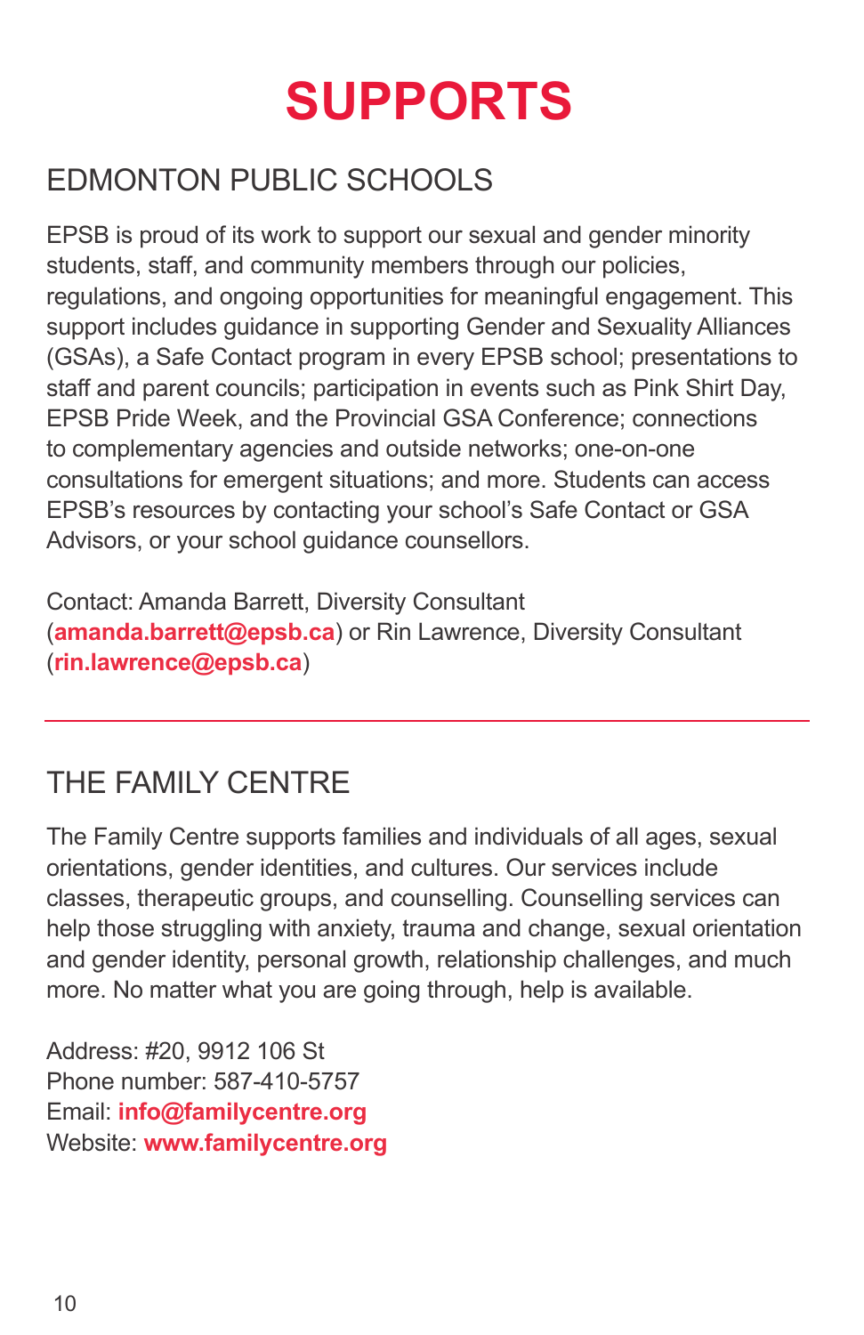# SUPPORTS

## EDMONTON PUBLIC SCHOOLS

EPSB is proud of its work to support our sexual and gender minority students, staff, and community members through our policies, regulations, and ongoing opportunities for meaningful engagement. This support includes guidance in supporting Gender and Sexuality Alliances (GSAs), a Safe Contact program in every EPSB school; presentations to staff and parent councils; participation in events such as Pink Shirt Day, EPSB Pride Week, and the Provincial GSA Conference; connections to complementary agencies and outside networks; one-on-one consultations for emergent situations; and more. Students can access EPSB's resources by contacting your school's Safe Contact or GSA Advisors, or your school guidance counsellors.

Contact: Amanda Barrett, Diversity Consultant (**amanda.barrett@epsb.ca**) or Rin Lawrence, Diversity Consultant (**rin.lawrence@epsb.ca**)

---

## THE FAMILY CENTRE

The Family Centre supports families and individuals of all ages, sexual orientations, gender identities, and cultures. Our services include classes, therapeutic groups, and counselling. Counselling services can help those struggling with anxiety, trauma and change, sexual orientation and gender identity, personal growth, relationship challenges, and much more. No matter what you are going through, help is available.

Address: #20, 9912 106 St
Phone number: 587-410-5757
Email: **info@familycentre.org**
Website: **www.familycentre.org**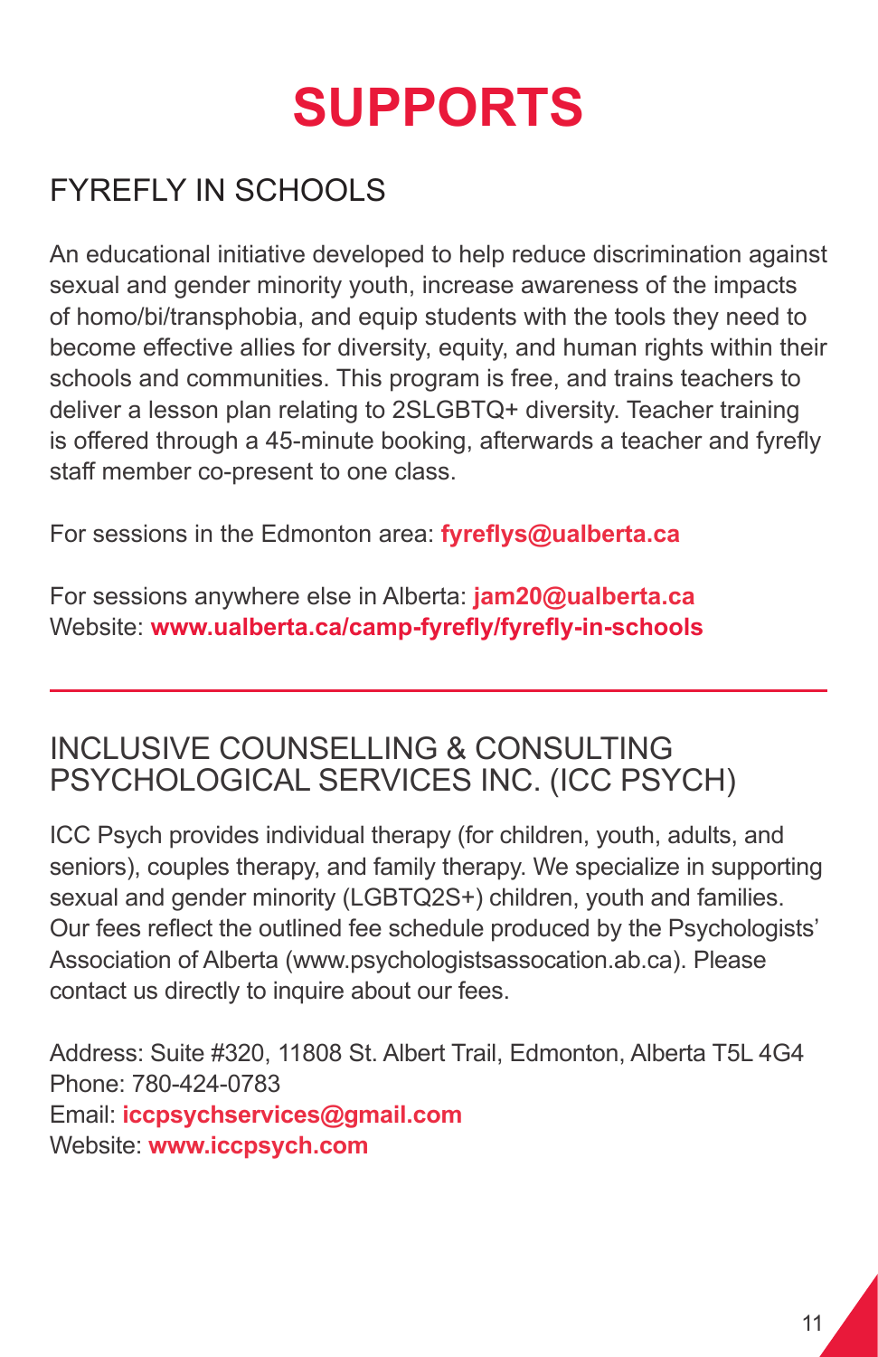# SUPPORTS

## FYREFLY IN SCHOOLS

An educational initiative developed to help reduce discrimination against sexual and gender minority youth, increase awareness of the impacts of homo/bi/transphobia, and equip students with the tools they need to become effective allies for diversity, equity, and human rights within their schools and communities. This program is free, and trains teachers to deliver a lesson plan relating to 2SLGBTQ+ diversity. Teacher training is offered through a 45-minute booking, afterwards a teacher and fyrefly staff member co-present to one class.

For sessions in the Edmonton area: **fyreflys@ualberta.ca**

For sessions anywhere else in Alberta: **jam20@ualberta.ca**
Website: **www.ualberta.ca/camp-fyrefly/fyrefly-in-schools**

---

## INCLUSIVE COUNSELLING & CONSULTING PSYCHOLOGICAL SERVICES INC. (ICC PSYCH)

ICC Psych provides individual therapy (for children, youth, adults, and seniors), couples therapy, and family therapy. We specialize in supporting sexual and gender minority (LGBTQ2S+) children, youth and families. Our fees reflect the outlined fee schedule produced by the Psychologists' Association of Alberta (www.psychologistsassocation.ab.ca). Please contact us directly to inquire about our fees.

Address: Suite #320, 11808 St. Albert Trail, Edmonton, Alberta T5L 4G4
Phone: 780-424-0783
Email: **iccpsychservices@gmail.com**
Website: **www.iccpsych.com**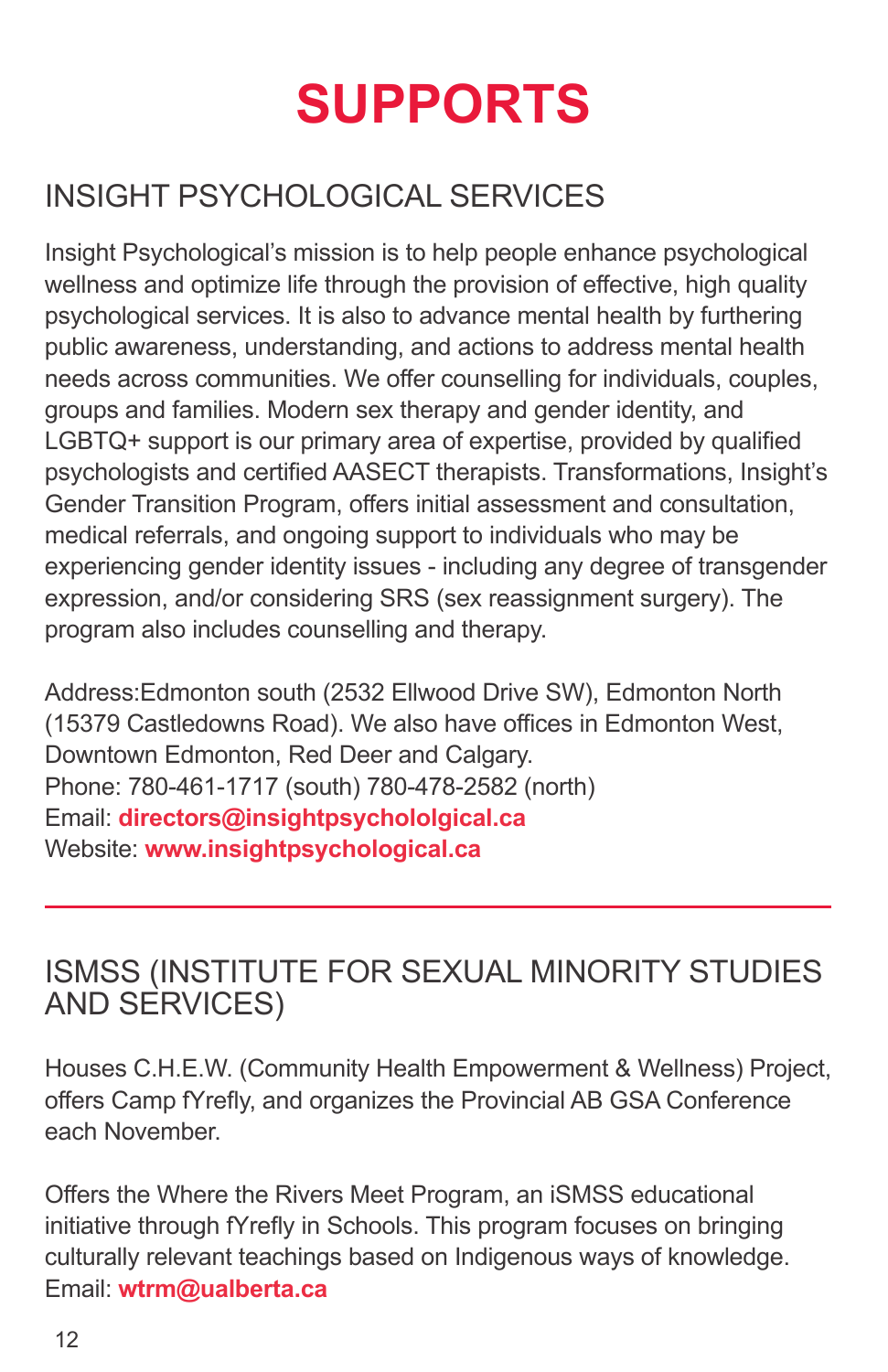# SUPPORTS

## INSIGHT PSYCHOLOGICAL SERVICES

Insight Psychological's mission is to help people enhance psychological wellness and optimize life through the provision of effective, high quality psychological services. It is also to advance mental health by furthering public awareness, understanding, and actions to address mental health needs across communities. We offer counselling for individuals, couples, groups and families. Modern sex therapy and gender identity, and LGBTQ+ support is our primary area of expertise, provided by qualified psychologists and certified AASECT therapists. Transformations, Insight's Gender Transition Program, offers initial assessment and consultation, medical referrals, and ongoing support to individuals who may be experiencing gender identity issues - including any degree of transgender expression, and/or considering SRS (sex reassignment surgery). The program also includes counselling and therapy.

Address:Edmonton south (2532 Ellwood Drive SW), Edmonton North (15379 Castledowns Road). We also have offices in Edmonton West, Downtown Edmonton, Red Deer and Calgary.
Phone: 780-461-1717 (south) 780-478-2582 (north)
Email: **directors@insightpsychololgical.ca**
Website: **www.insightpsychological.ca**

---

## ISMSS (INSTITUTE FOR SEXUAL MINORITY STUDIES AND SERVICES)

Houses C.H.E.W. (Community Health Empowerment & Wellness) Project, offers Camp fYrefly, and organizes the Provincial AB GSA Conference each November.

Offers the Where the Rivers Meet Program, an iSMSS educational initiative through fYrefly in Schools. This program focuses on bringing culturally relevant teachings based on Indigenous ways of knowledge.
Email: **wtrm@ualberta.ca**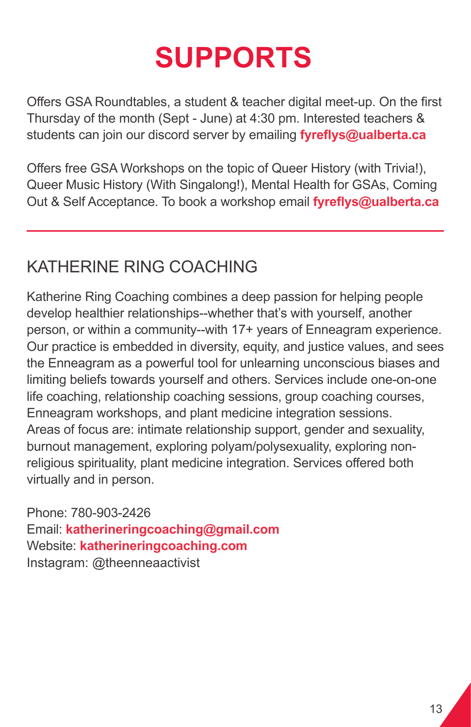# SUPPORTS

Offers GSA Roundtables, a student & teacher digital meet-up. On the first Thursday of the month (Sept - June) at 4:30 pm. Interested teachers & students can join our discord server by emailing **fyreflys@ualberta.ca**

Offers free GSA Workshops on the topic of Queer History (with Trivia!), Queer Music History (With Singalong!), Mental Health for GSAs, Coming Out & Self Acceptance. To book a workshop email **fyreflys@ualberta.ca**

---

## KATHERINE RING COACHING

Katherine Ring Coaching combines a deep passion for helping people develop healthier relationships--whether that's with yourself, another person, or within a community--with 17+ years of Enneagram experience. Our practice is embedded in diversity, equity, and justice values, and sees the Enneagram as a powerful tool for unlearning unconscious biases and limiting beliefs towards yourself and others. Services include one-on-one life coaching, relationship coaching sessions, group coaching courses, Enneagram workshops, and plant medicine integration sessions.
Areas of focus are: intimate relationship support, gender and sexuality, burnout management, exploring polyam/polysexuality, exploring non-religious spirituality, plant medicine integration. Services offered both virtually and in person.

Phone: 780-903-2426
Email: **katherineringcoaching@gmail.com**
Website: **katherineringcoaching.com**
Instagram: @theenneaactivist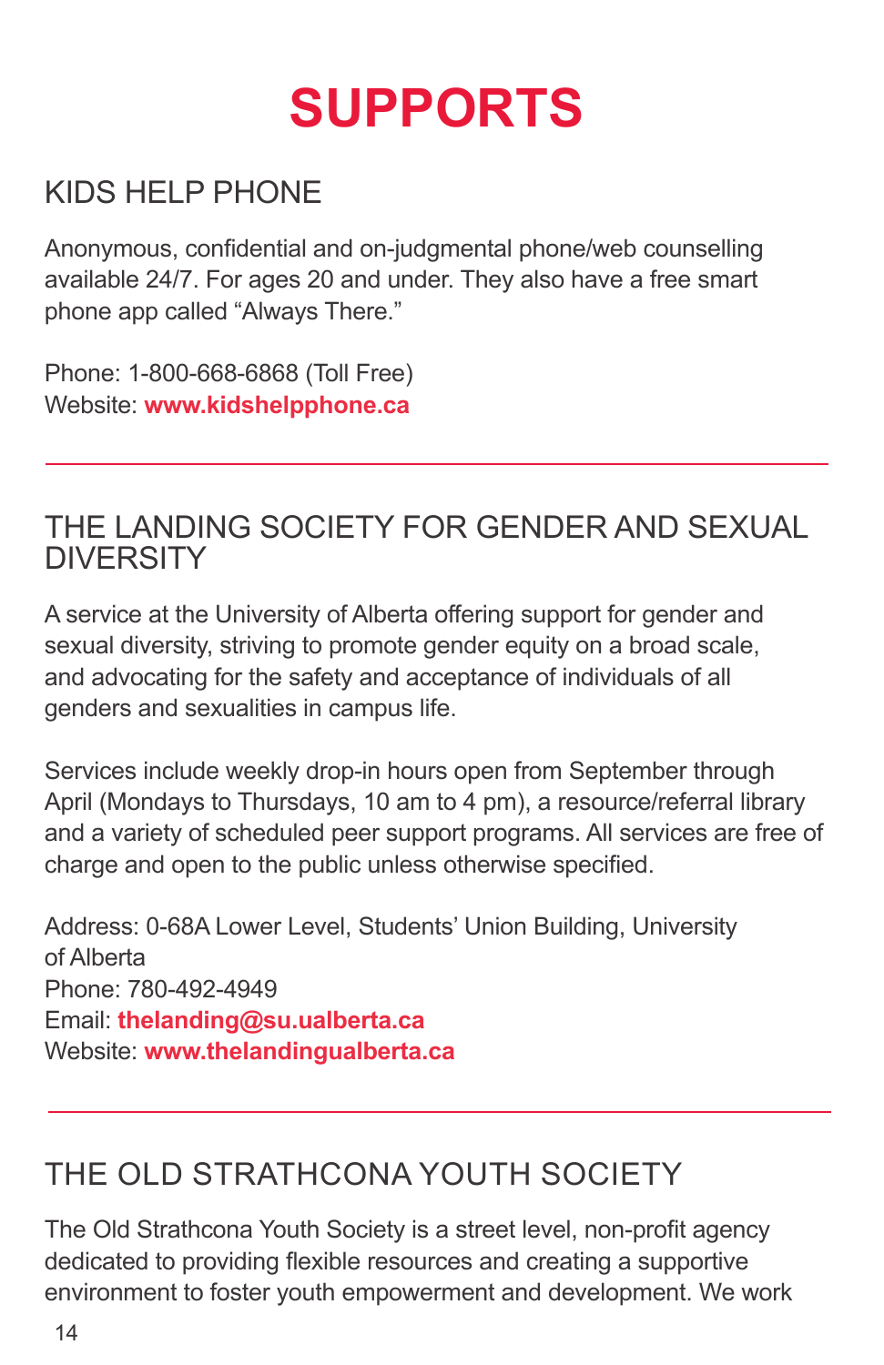# SUPPORTS

## KIDS HELP PHONE

Anonymous, confidential and on-judgmental phone/web counselling available 24/7. For ages 20 and under. They also have a free smart phone app called "Always There."

Phone: 1-800-668-6868 (Toll Free)
Website: **www.kidshelpphone.ca**

---

## THE LANDING SOCIETY FOR GENDER AND SEXUAL DIVERSITY

A service at the University of Alberta offering support for gender and sexual diversity, striving to promote gender equity on a broad scale, and advocating for the safety and acceptance of individuals of all genders and sexualities in campus life.

Services include weekly drop-in hours open from September through April (Mondays to Thursdays, 10 am to 4 pm), a resource/referral library and a variety of scheduled peer support programs. All services are free of charge and open to the public unless otherwise specified.

Address: 0-68A Lower Level, Students' Union Building, University of Alberta
Phone: 780-492-4949
Email: **thelanding@su.ualberta.ca**
Website: **www.thelandingualberta.ca**

---

## THE OLD STRATHCONA YOUTH SOCIETY

The Old Strathcona Youth Society is a street level, non-profit agency dedicated to providing flexible resources and creating a supportive environment to foster youth empowerment and development. We work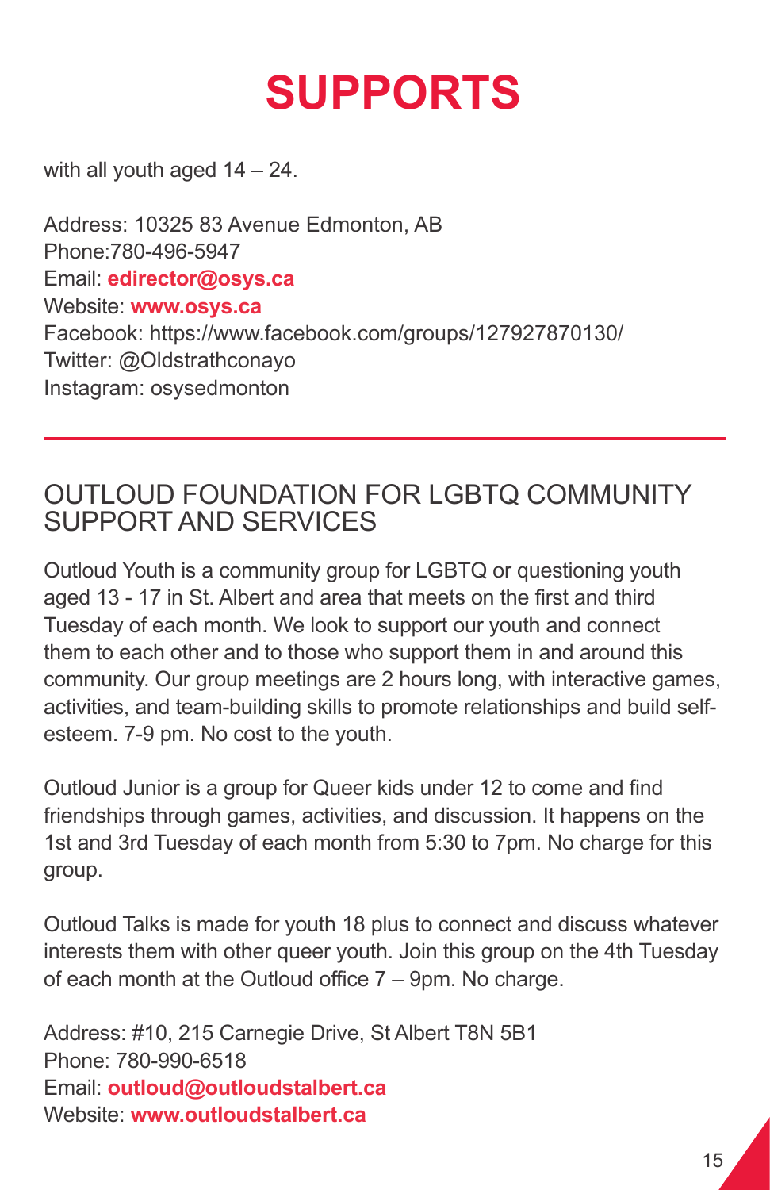# SUPPORTS

with all youth aged 14 – 24.

Address: 10325 83 Avenue Edmonton, AB
Phone:780-496-5947
Email: **edirector@osys.ca**
Website: **www.osys.ca**
Facebook: https://www.facebook.com/groups/127927870130/
Twitter: @Oldstrathconayo
Instagram: osysedmonton

---

## OUTLOUD FOUNDATION FOR LGBTQ COMMUNITY SUPPORT AND SERVICES

Outloud Youth is a community group for LGBTQ or questioning youth aged 13 - 17 in St. Albert and area that meets on the first and third Tuesday of each month. We look to support our youth and connect them to each other and to those who support them in and around this community. Our group meetings are 2 hours long, with interactive games, activities, and team-building skills to promote relationships and build self-esteem. 7-9 pm. No cost to the youth.

Outloud Junior is a group for Queer kids under 12 to come and find friendships through games, activities, and discussion. It happens on the 1st and 3rd Tuesday of each month from 5:30 to 7pm. No charge for this group.

Outloud Talks is made for youth 18 plus to connect and discuss whatever interests them with other queer youth. Join this group on the 4th Tuesday of each month at the Outloud office 7 – 9pm. No charge.

Address: #10, 215 Carnegie Drive, St Albert T8N 5B1
Phone: 780-990-6518
Email: **outloud@outloudstalbert.ca**
Website: **www.outloudstalbert.ca**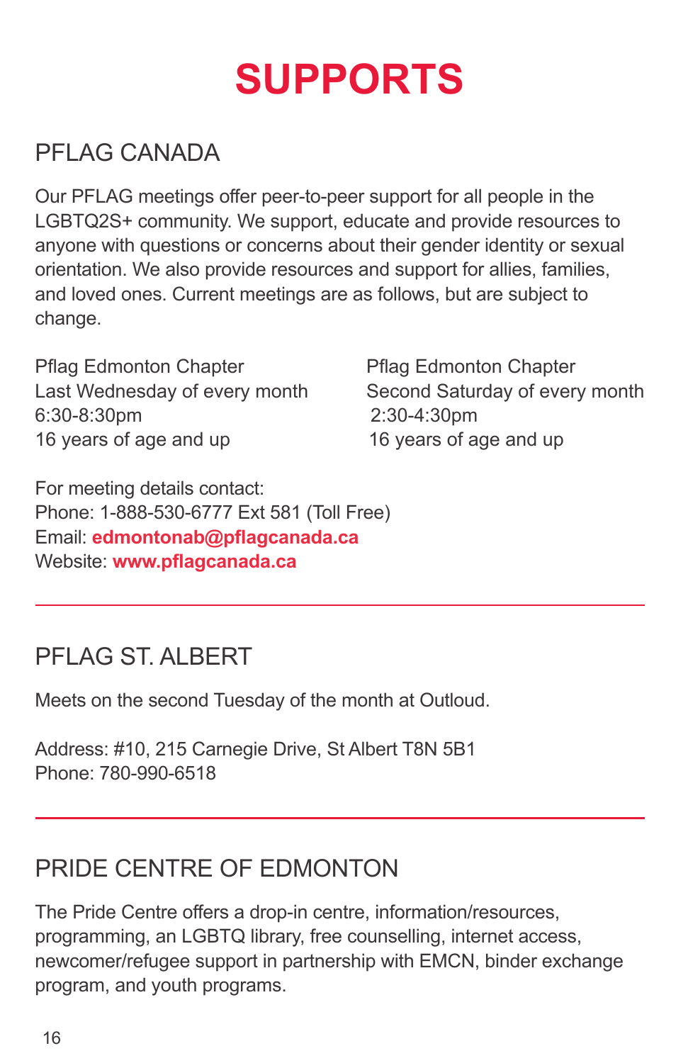# SUPPORTS

## PFLAG CANADA

Our PFLAG meetings offer peer-to-peer support for all people in the LGBTQ2S+ community. We support, educate and provide resources to anyone with questions or concerns about their gender identity or sexual orientation. We also provide resources and support for allies, families, and loved ones. Current meetings are as follows, but are subject to change.

Pflag Edmonton Chapter
Last Wednesday of every month
6:30-8:30pm
16 years of age and up

Pflag Edmonton Chapter
Second Saturday of every month
2:30-4:30pm
16 years of age and up

For meeting details contact:
Phone: 1-888-530-6777 Ext 581 (Toll Free)
Email: **edmontonab@pflagcanada.ca**
Website: **www.pflagcanada.ca**

---

## PFLAG ST. ALBERT

Meets on the second Tuesday of the month at Outloud.

Address: #10, 215 Carnegie Drive, St Albert T8N 5B1
Phone: 780-990-6518

---

## PRIDE CENTRE OF EDMONTON

The Pride Centre offers a drop-in centre, information/resources, programming, an LGBTQ library, free counselling, internet access, newcomer/refugee support in partnership with EMCN, binder exchange program, and youth programs.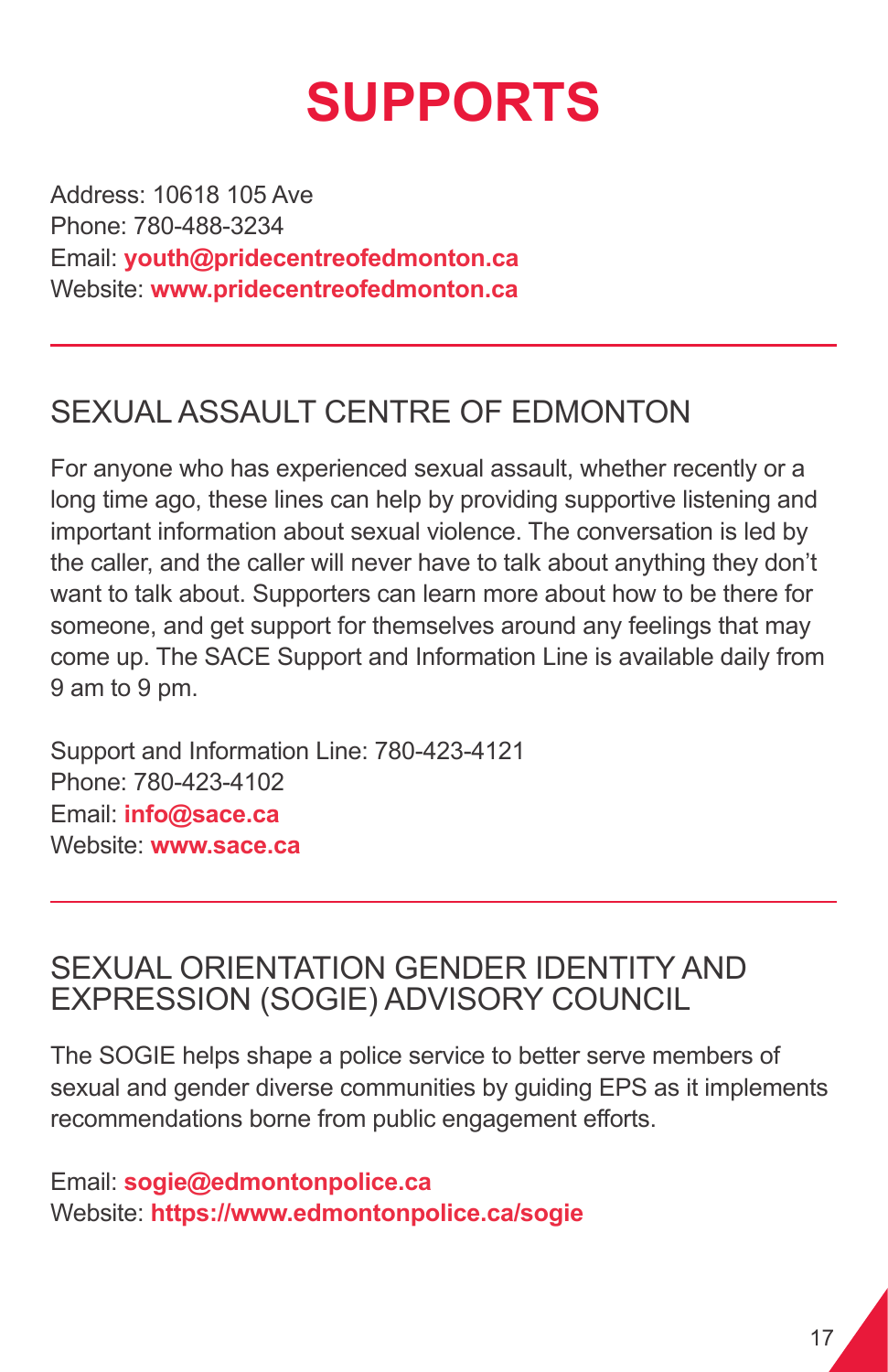# SUPPORTS

Address: 10618 105 Ave
Phone: 780-488-3234
Email: **youth@pridecentreofedmonton.ca**
Website: **www.pridecentreofedmonton.ca**

---

## SEXUAL ASSAULT CENTRE OF EDMONTON

For anyone who has experienced sexual assault, whether recently or a long time ago, these lines can help by providing supportive listening and important information about sexual violence. The conversation is led by the caller, and the caller will never have to talk about anything they don't want to talk about. Supporters can learn more about how to be there for someone, and get support for themselves around any feelings that may come up. The SACE Support and Information Line is available daily from 9 am to 9 pm.

Support and Information Line: 780-423-4121
Phone: 780-423-4102
Email: **info@sace.ca**
Website: **www.sace.ca**

---

## SEXUAL ORIENTATION GENDER IDENTITY AND EXPRESSION (SOGIE) ADVISORY COUNCIL

The SOGIE helps shape a police service to better serve members of sexual and gender diverse communities by guiding EPS as it implements recommendations borne from public engagement efforts.

Email: **sogie@edmontonpolice.ca**
Website: **https://www.edmontonpolice.ca/sogie**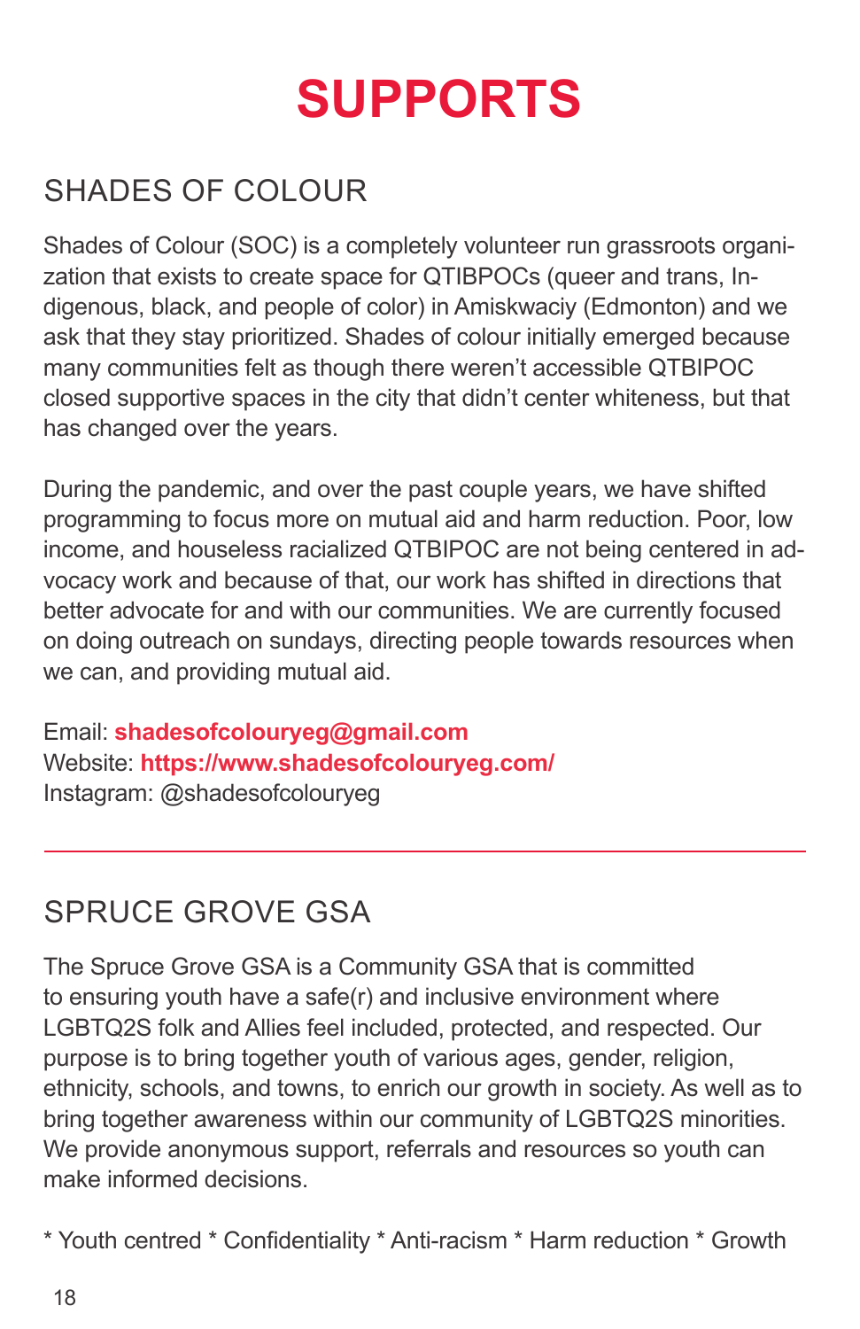# SUPPORTS

## SHADES OF COLOUR

Shades of Colour (SOC) is a completely volunteer run grassroots organization that exists to create space for QTIBPOCs (queer and trans, Indigenous, black, and people of color) in Amiskwaciy (Edmonton) and we ask that they stay prioritized. Shades of colour initially emerged because many communities felt as though there weren't accessible QTBIPOC closed supportive spaces in the city that didn't center whiteness, but that has changed over the years.

During the pandemic, and over the past couple years, we have shifted programming to focus more on mutual aid and harm reduction. Poor, low income, and houseless racialized QTBIPOC are not being centered in advocacy work and because of that, our work has shifted in directions that better advocate for and with our communities. We are currently focused on doing outreach on sundays, directing people towards resources when we can, and providing mutual aid.

Email: **shadesofcolouryeg@gmail.com**
Website: **https://www.shadesofcolouryeg.com/**
Instagram: @shadesofcolouryeg

---

## SPRUCE GROVE GSA

The Spruce Grove GSA is a Community GSA that is committed to ensuring youth have a safe(r) and inclusive environment where LGBTQ2S folk and Allies feel included, protected, and respected. Our purpose is to bring together youth of various ages, gender, religion, ethnicity, schools, and towns, to enrich our growth in society. As well as to bring together awareness within our community of LGBTQ2S minorities. We provide anonymous support, referrals and resources so youth can make informed decisions.

* Youth centred * Confidentiality * Anti-racism * Harm reduction * Growth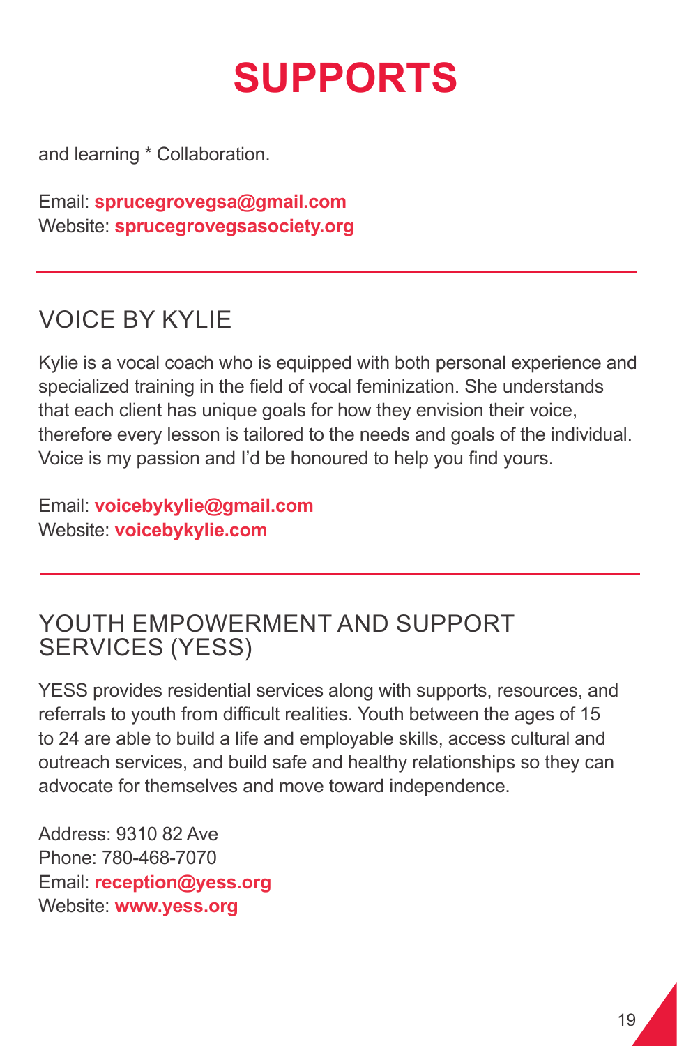# SUPPORTS

and learning * Collaboration.

Email: **sprucegrovegsa@gmail.com**
Website: **sprucegrovegsasociety.org**

---

## VOICE BY KYLIE

Kylie is a vocal coach who is equipped with both personal experience and specialized training in the field of vocal feminization. She understands that each client has unique goals for how they envision their voice, therefore every lesson is tailored to the needs and goals of the individual. Voice is my passion and I'd be honoured to help you find yours.

Email: **voicebykylie@gmail.com**
Website: **voicebykylie.com**

---

## YOUTH EMPOWERMENT AND SUPPORT SERVICES (YESS)

YESS provides residential services along with supports, resources, and referrals to youth from difficult realities. Youth between the ages of 15 to 24 are able to build a life and employable skills, access cultural and outreach services, and build safe and healthy relationships so they can advocate for themselves and move toward independence.

Address: 9310 82 Ave
Phone: 780-468-7070
Email: **reception@yess.org**
Website: **www.yess.org**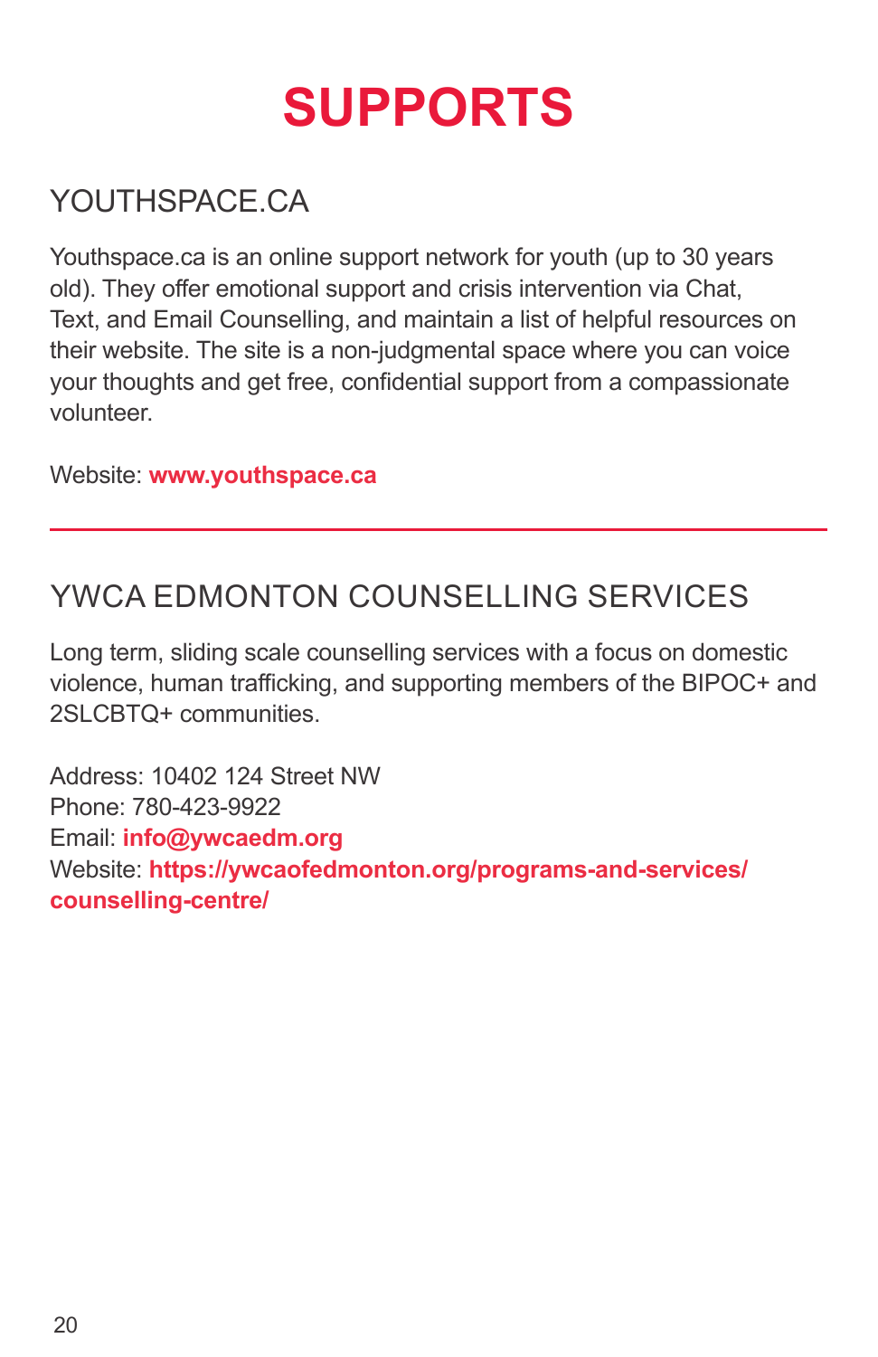# SUPPORTS

## YOUTHSPACE.CA

Youthspace.ca is an online support network for youth (up to 30 years old). They offer emotional support and crisis intervention via Chat, Text, and Email Counselling, and maintain a list of helpful resources on their website. The site is a non-judgmental space where you can voice your thoughts and get free, confidential support from a compassionate volunteer.

Website: **www.youthspace.ca**

---

## YWCA EDMONTON COUNSELLING SERVICES

Long term, sliding scale counselling services with a focus on domestic violence, human trafficking, and supporting members of the BIPOC+ and 2SLCBTQ+ communities.

Address: 10402 124 Street NW
Phone: 780-423-9922
Email: **info@ywcaedm.org**
Website: **https://ywcaofedmonton.org/programs-and-services/counselling-centre/**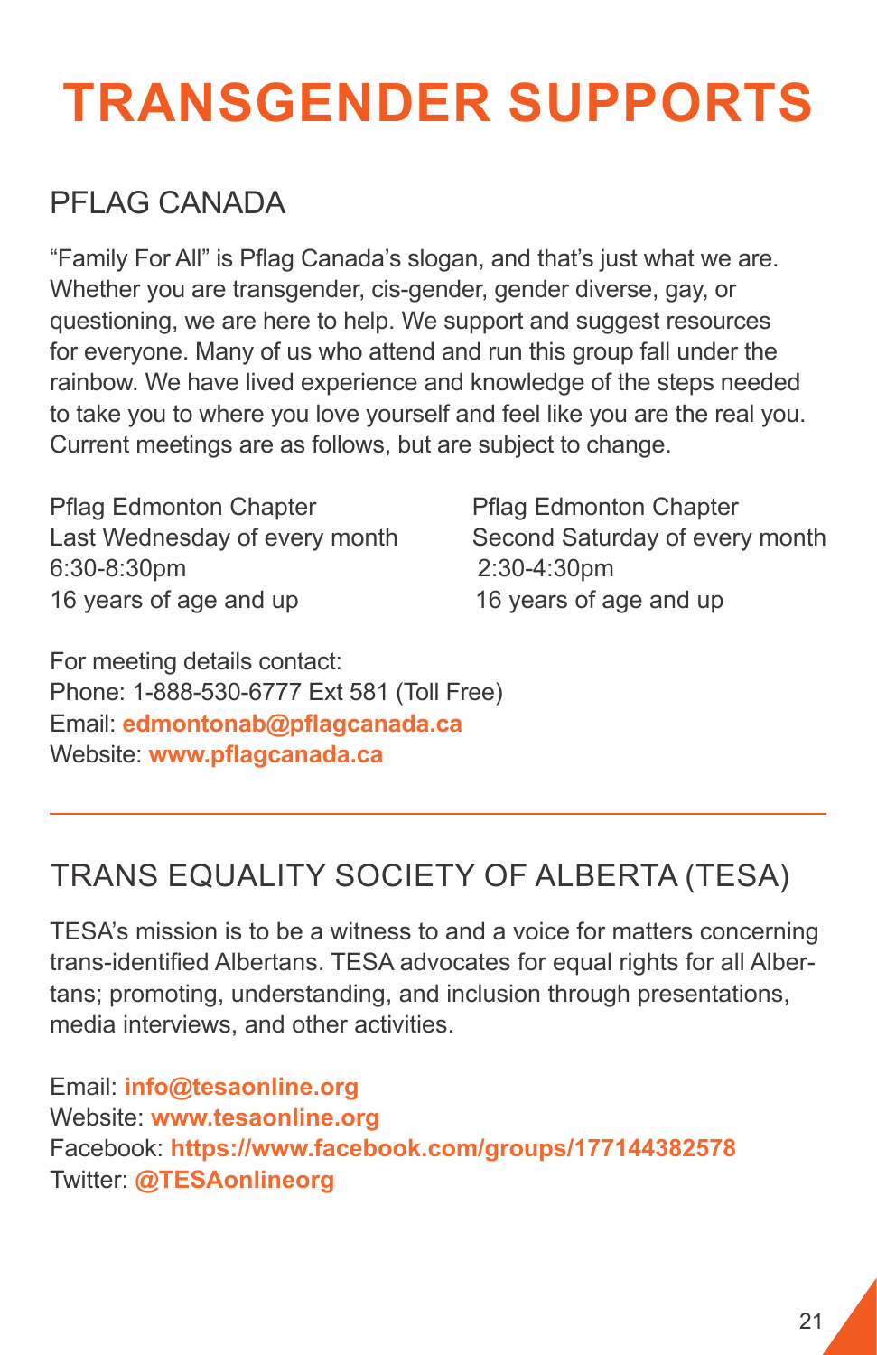# TRANSGENDER SUPPORTS

## PFLAG CANADA

“Family For All” is Pflag Canada’s slogan, and that’s just what we are. Whether you are transgender, cis-gender, gender diverse, gay, or questioning, we are here to help. We support and suggest resources for everyone. Many of us who attend and run this group fall under the rainbow. We have lived experience and knowledge of the steps needed to take you to where you love yourself and feel like you are the real you. Current meetings are as follows, but are subject to change.

Pflag Edmonton Chapter
Last Wednesday of every month
6:30-8:30pm
16 years of age and up

Pflag Edmonton Chapter
Second Saturday of every month
2:30-4:30pm
16 years of age and up

For meeting details contact:
Phone: 1-888-530-6777 Ext 581 (Toll Free)
Email: **edmontonab@pflagcanada.ca**
Website: **www.pflagcanada.ca**

---

## TRANS EQUALITY SOCIETY OF ALBERTA (TESA)

TESA’s mission is to be a witness to and a voice for matters concerning trans-identified Albertans. TESA advocates for equal rights for all Albertans; promoting, understanding, and inclusion through presentations, media interviews, and other activities.

Email: **info@tesaonline.org**
Website: **www.tesaonline.org**
Facebook: **https://www.facebook.com/groups/177144382578**
Twitter: **@TESAonlineorg**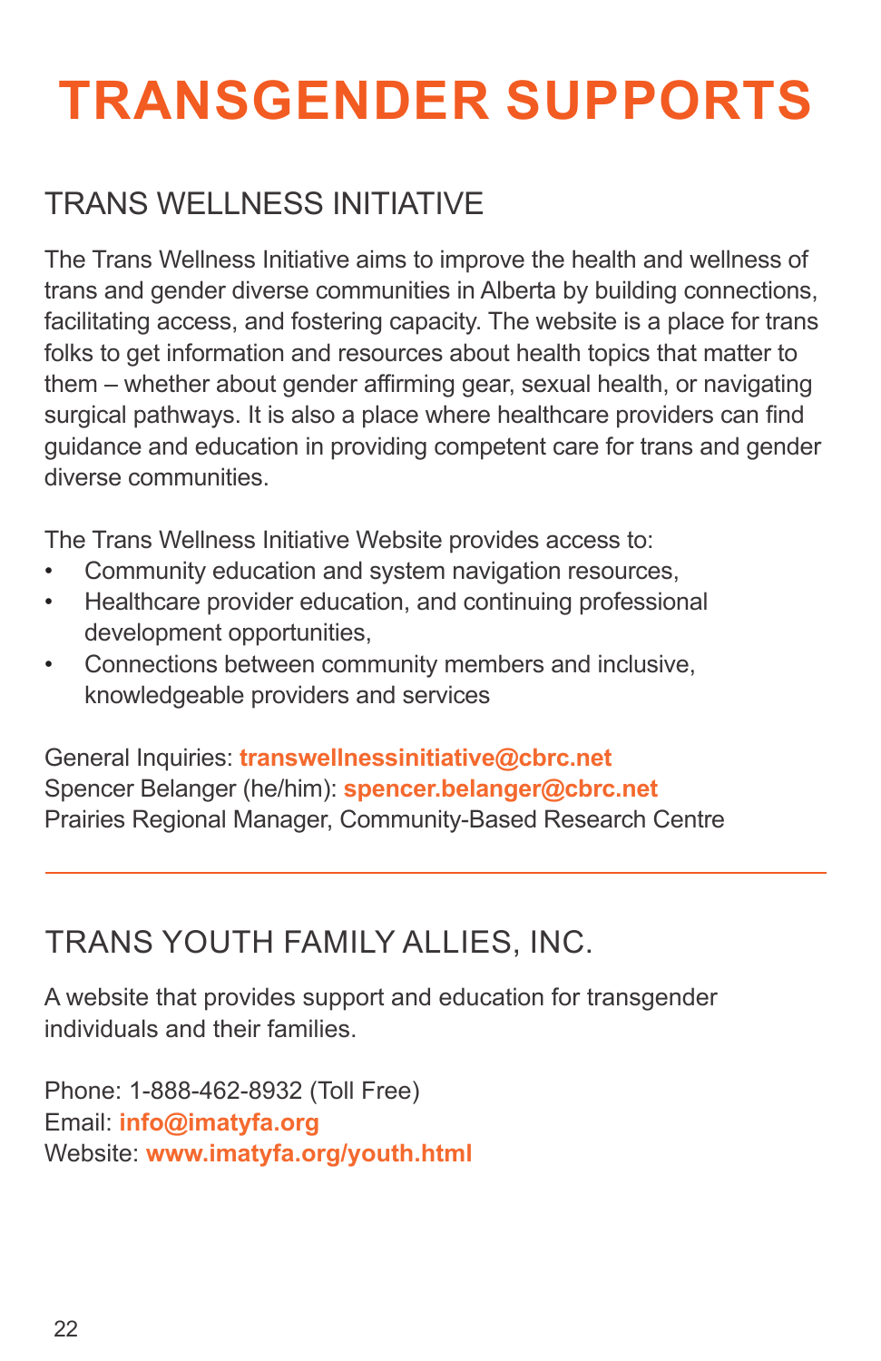# TRANSGENDER SUPPORTS

## TRANS WELLNESS INITIATIVE

The Trans Wellness Initiative aims to improve the health and wellness of trans and gender diverse communities in Alberta by building connections, facilitating access, and fostering capacity. The website is a place for trans folks to get information and resources about health topics that matter to them – whether about gender affirming gear, sexual health, or navigating surgical pathways. It is also a place where healthcare providers can find guidance and education in providing competent care for trans and gender diverse communities.

The Trans Wellness Initiative Website provides access to:

- Community education and system navigation resources,
- Healthcare provider education, and continuing professional development opportunities,
- Connections between community members and inclusive, knowledgeable providers and services

General Inquiries: **transwellnessinitiative@cbrc.net**
Spencer Belanger (he/him): **spencer.belanger@cbrc.net**
Prairies Regional Manager, Community-Based Research Centre

---

## TRANS YOUTH FAMILY ALLIES, INC.

A website that provides support and education for transgender individuals and their families.

Phone: 1-888-462-8932 (Toll Free)
Email: **info@imatyfa.org**
Website: **www.imatyfa.org/youth.html**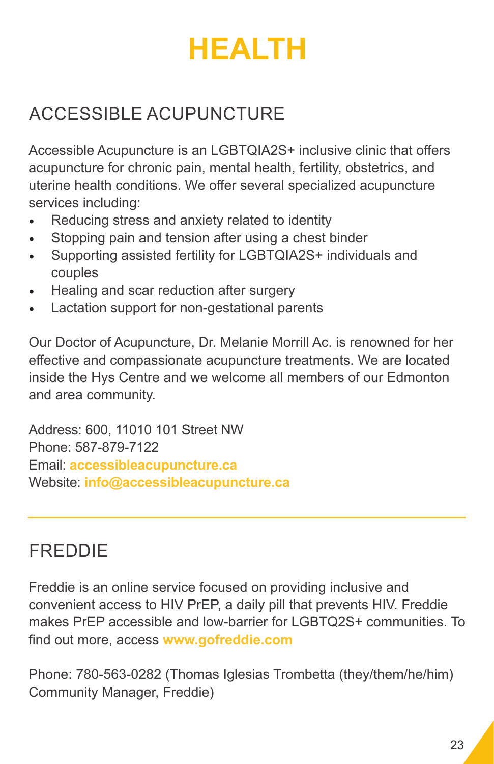# HEALTH

## ACCESSIBLE ACUPUNCTURE

Accessible Acupuncture is an LGBTQIA2S+ inclusive clinic that offers acupuncture for chronic pain, mental health, fertility, obstetrics, and uterine health conditions. We offer several specialized acupuncture services including:

- Reducing stress and anxiety related to identity
- Stopping pain and tension after using a chest binder
- Supporting assisted fertility for LGBTQIA2S+ individuals and couples
- Healing and scar reduction after surgery
- Lactation support for non-gestational parents

Our Doctor of Acupuncture, Dr. Melanie Morrill Ac. is renowned for her effective and compassionate acupuncture treatments. We are located inside the Hys Centre and we welcome all members of our Edmonton and area community.

Address: 600, 11010 101 Street NW
Phone: 587-879-7122
Email: **accessibleacupuncture.ca**
Website: **info@accessibleacupuncture.ca**

---

## FREDDIE

Freddie is an online service focused on providing inclusive and convenient access to HIV PrEP, a daily pill that prevents HIV. Freddie makes PrEP accessible and low-barrier for LGBTQ2S+ communities. To find out more, access **www.gofreddie.com**

Phone: 780-563-0282 (Thomas Iglesias Trombetta (they/them/he/him) Community Manager, Freddie)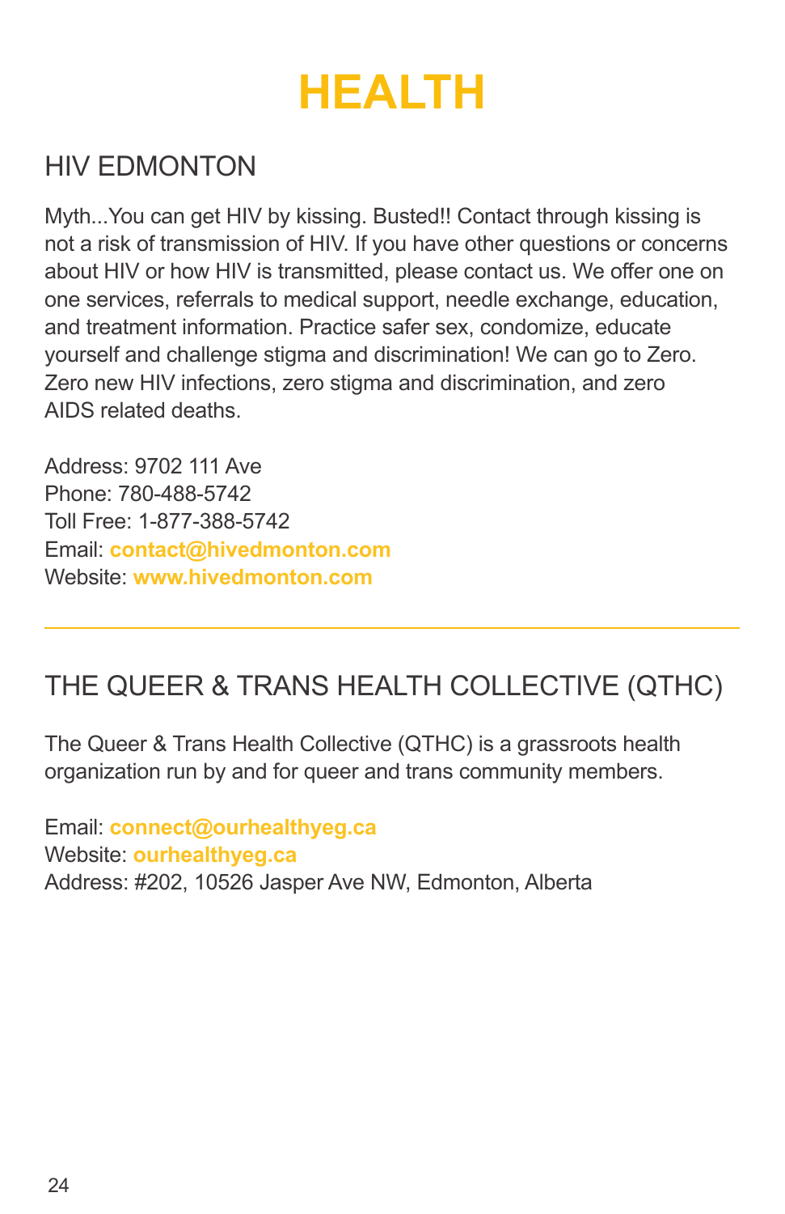# HEALTH

## HIV EDMONTON

Myth...You can get HIV by kissing. Busted!! Contact through kissing is not a risk of transmission of HIV. If you have other questions or concerns about HIV or how HIV is transmitted, please contact us. We offer one on one services, referrals to medical support, needle exchange, education, and treatment information. Practice safer sex, condomize, educate yourself and challenge stigma and discrimination! We can go to Zero. Zero new HIV infections, zero stigma and discrimination, and zero AIDS related deaths.

Address: 9702 111 Ave
Phone: 780-488-5742
Toll Free: 1-877-388-5742
Email: **contact@hivedmonton.com**
Website: **www.hivedmonton.com**

---

## THE QUEER & TRANS HEALTH COLLECTIVE (QTHC)

The Queer & Trans Health Collective (QTHC) is a grassroots health organization run by and for queer and trans community members.

Email: **connect@ourhealthyeg.ca**
Website: **ourhealthyeg.ca**
Address: #202, 10526 Jasper Ave NW, Edmonton, Alberta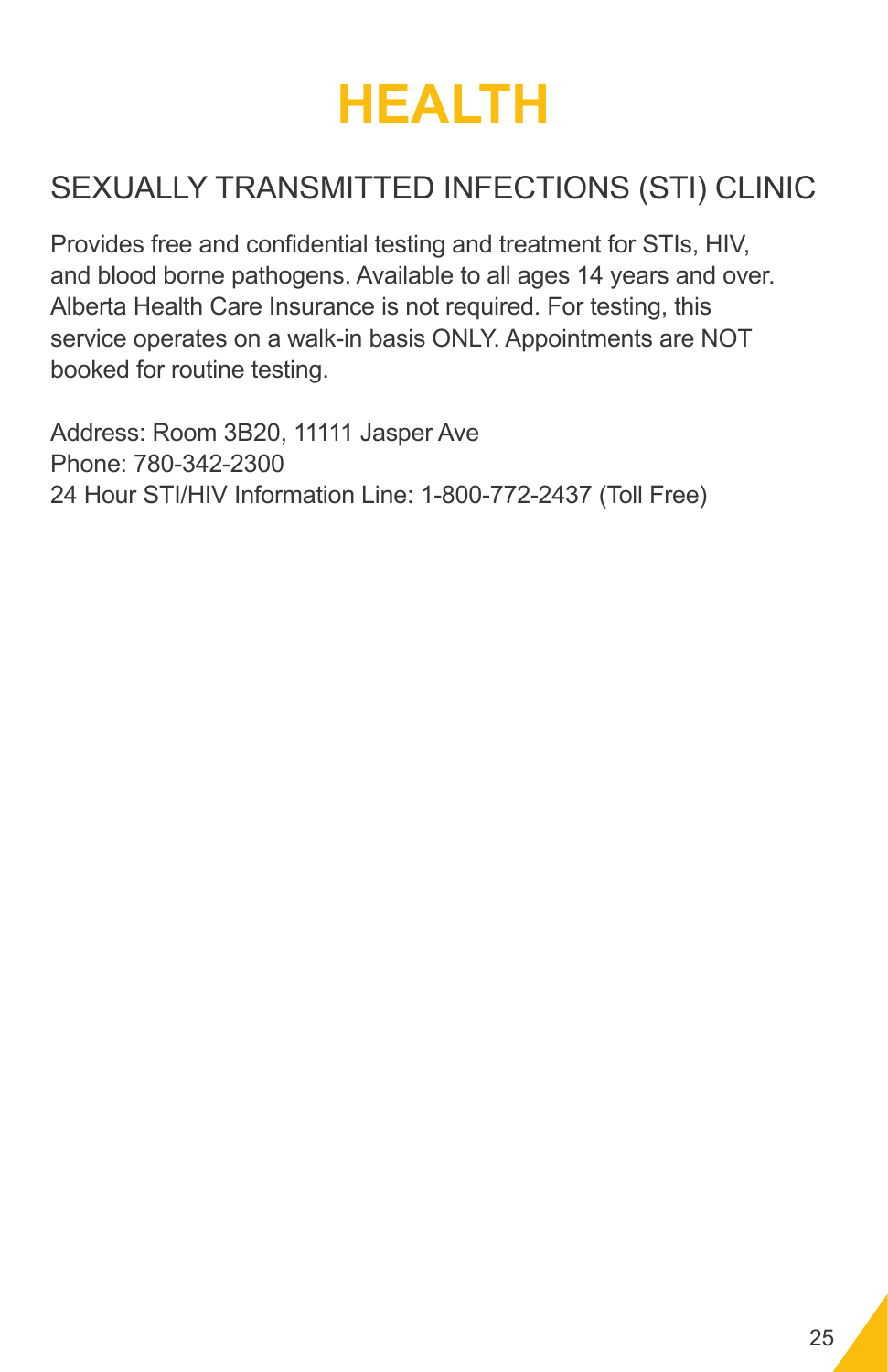# HEALTH

## SEXUALLY TRANSMITTED INFECTIONS (STI) CLINIC

Provides free and confidential testing and treatment for STIs, HIV, and blood borne pathogens. Available to all ages 14 years and over. Alberta Health Care Insurance is not required. For testing, this service operates on a walk-in basis ONLY. Appointments are NOT booked for routine testing.

Address: Room 3B20, 11111 Jasper Ave
Phone: 780-342-2300
24 Hour STI/HIV Information Line: 1-800-772-2437 (Toll Free)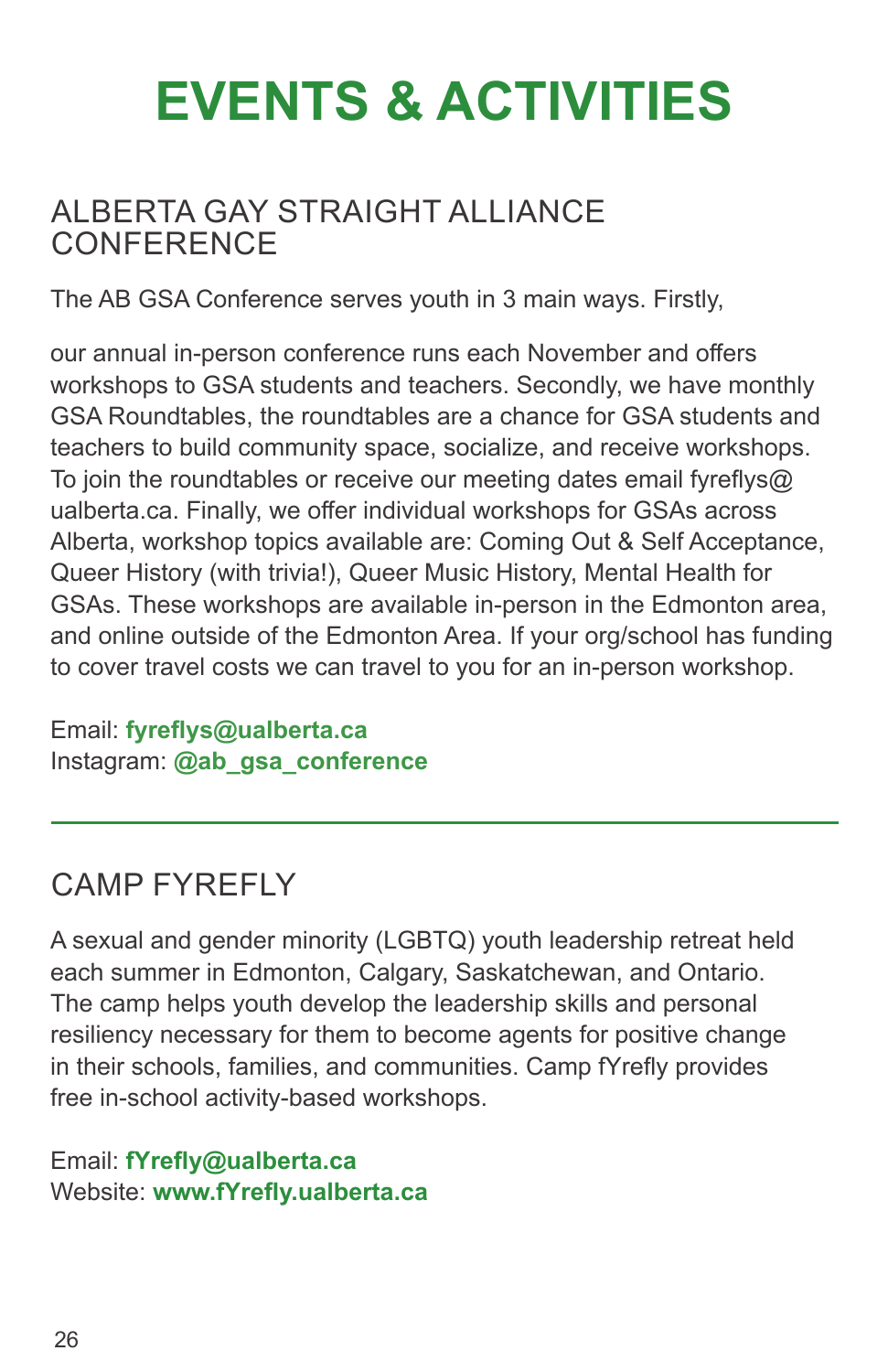# EVENTS & ACTIVITIES

## ALBERTA GAY STRAIGHT ALLIANCE CONFERENCE

The AB GSA Conference serves youth in 3 main ways. Firstly,

our annual in-person conference runs each November and offers workshops to GSA students and teachers. Secondly, we have monthly GSA Roundtables, the roundtables are a chance for GSA students and teachers to build community space, socialize, and receive workshops. To join the roundtables or receive our meeting dates email fyreflys@ualberta.ca. Finally, we offer individual workshops for GSAs across Alberta, workshop topics available are: Coming Out & Self Acceptance, Queer History (with trivia!), Queer Music History, Mental Health for GSAs. These workshops are available in-person in the Edmonton area, and online outside of the Edmonton Area. If your org/school has funding to cover travel costs we can travel to you for an in-person workshop.

Email: **fyreflys@ualberta.ca**
Instagram: **@ab_gsa_conference**

---

## CAMP FYREFLY

A sexual and gender minority (LGBTQ) youth leadership retreat held each summer in Edmonton, Calgary, Saskatchewan, and Ontario. The camp helps youth develop the leadership skills and personal resiliency necessary for them to become agents for positive change in their schools, families, and communities. Camp fYrefly provides free in-school activity-based workshops.

Email: **fYrefly@ualberta.ca**
Website: **www.fYrefly.ualberta.ca**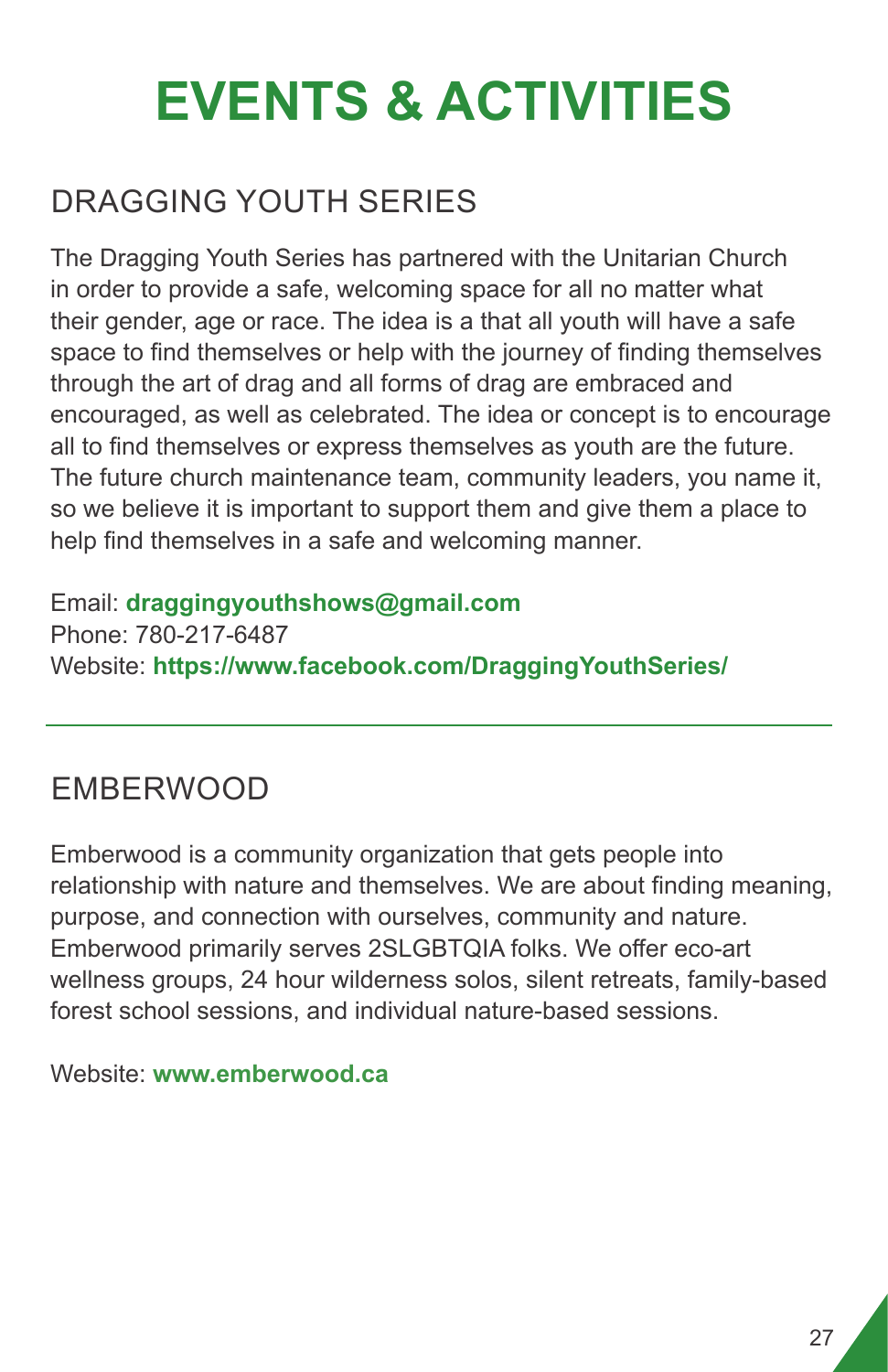# EVENTS & ACTIVITIES

## DRAGGING YOUTH SERIES

The Dragging Youth Series has partnered with the Unitarian Church in order to provide a safe, welcoming space for all no matter what their gender, age or race. The idea is a that all youth will have a safe space to find themselves or help with the journey of finding themselves through the art of drag and all forms of drag are embraced and encouraged, as well as celebrated. The idea or concept is to encourage all to find themselves or express themselves as youth are the future. The future church maintenance team, community leaders, you name it, so we believe it is important to support them and give them a place to help find themselves in a safe and welcoming manner.

Email: **draggingyouthshows@gmail.com**
Phone: 780-217-6487
Website: **https://www.facebook.com/DraggingYouthSeries/**

---

## EMBERWOOD

Emberwood is a community organization that gets people into relationship with nature and themselves. We are about finding meaning, purpose, and connection with ourselves, community and nature. Emberwood primarily serves 2SLGBTQIA folks. We offer eco-art wellness groups, 24 hour wilderness solos, silent retreats, family-based forest school sessions, and individual nature-based sessions.

Website: **www.emberwood.ca**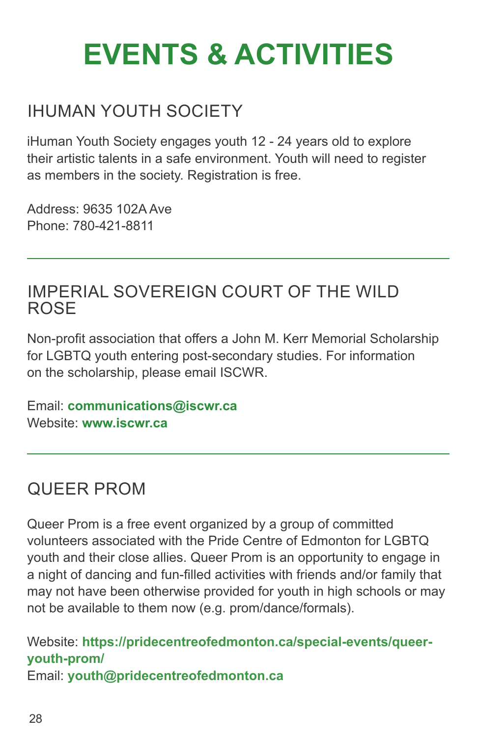# EVENTS & ACTIVITIES

## IHUMAN YOUTH SOCIETY

iHuman Youth Society engages youth 12 - 24 years old to explore their artistic talents in a safe environment. Youth will need to register as members in the society. Registration is free.

Address: 9635 102A Ave
Phone: 780-421-8811

---

## IMPERIAL SOVEREIGN COURT OF THE WILD ROSE

Non-profit association that offers a John M. Kerr Memorial Scholarship for LGBTQ youth entering post-secondary studies. For information on the scholarship, please email ISCWR.

Email: **communications@iscwr.ca**
Website: **www.iscwr.ca**

---

## QUEER PROM

Queer Prom is a free event organized by a group of committed volunteers associated with the Pride Centre of Edmonton for LGBTQ youth and their close allies. Queer Prom is an opportunity to engage in a night of dancing and fun-filled activities with friends and/or family that may not have been otherwise provided for youth in high schools or may not be available to them now (e.g. prom/dance/formals).

Website: **https://pridecentreofedmonton.ca/special-events/queer-youth-prom/**
Email: **youth@pridecentreofedmonton.ca**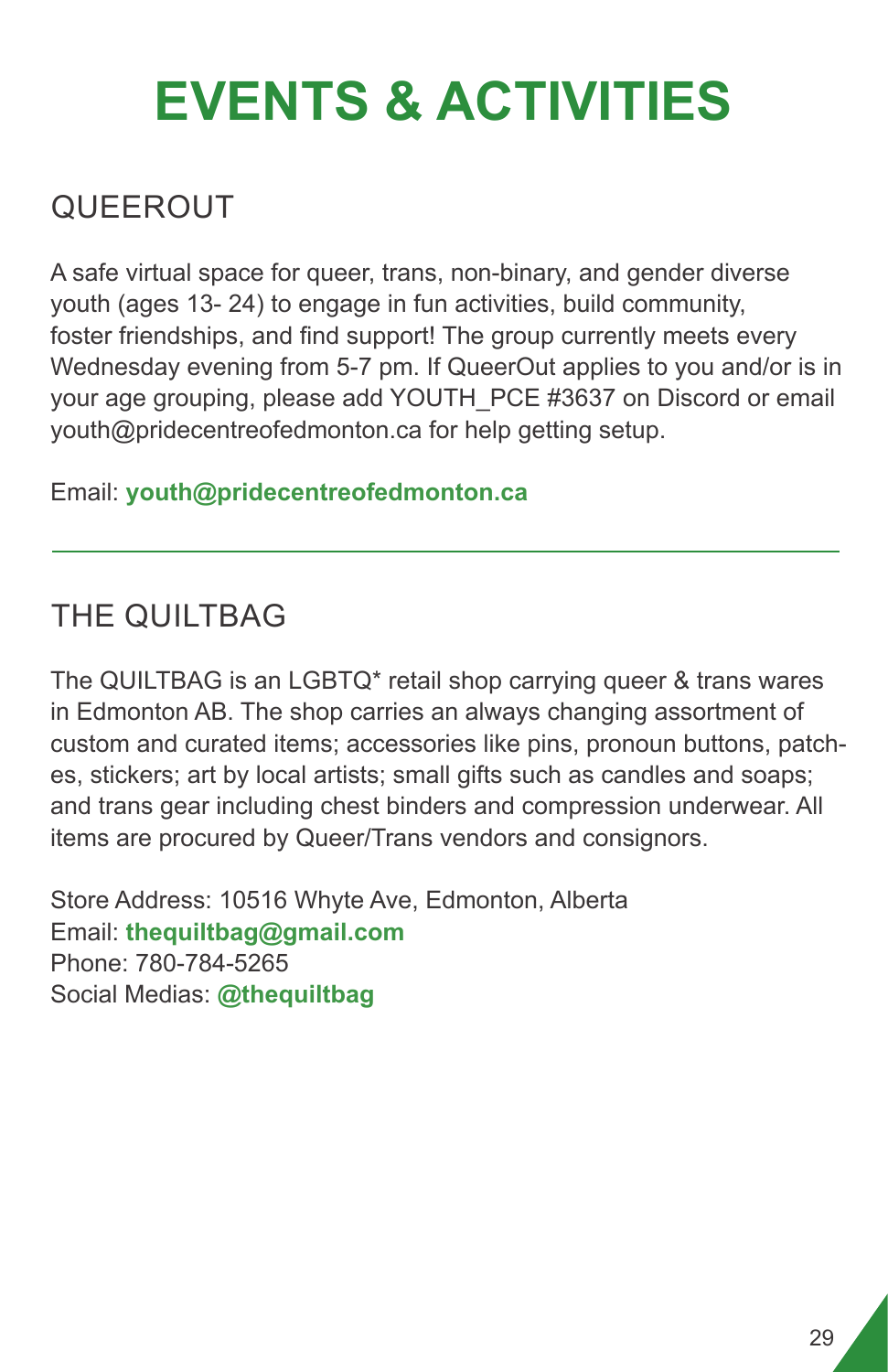# EVENTS & ACTIVITIES

## QUEEROUT

A safe virtual space for queer, trans, non-binary, and gender diverse youth (ages 13- 24) to engage in fun activities, build community, foster friendships, and find support! The group currently meets every Wednesday evening from 5-7 pm. If QueerOut applies to you and/or is in your age grouping, please add YOUTH_PCE #3637 on Discord or email youth@pridecentreofedmonton.ca for help getting setup.

Email: **youth@pridecentreofedmonton.ca**

---

## THE QUILTBAG

The QUILTBAG is an LGBTQ* retail shop carrying queer & trans wares in Edmonton AB. The shop carries an always changing assortment of custom and curated items; accessories like pins, pronoun buttons, patches, stickers; art by local artists; small gifts such as candles and soaps; and trans gear including chest binders and compression underwear. All items are procured by Queer/Trans vendors and consignors.

Store Address: 10516 Whyte Ave, Edmonton, Alberta
Email: **thequiltbag@gmail.com**
Phone: 780-784-5265
Social Medias: **@thequiltbag**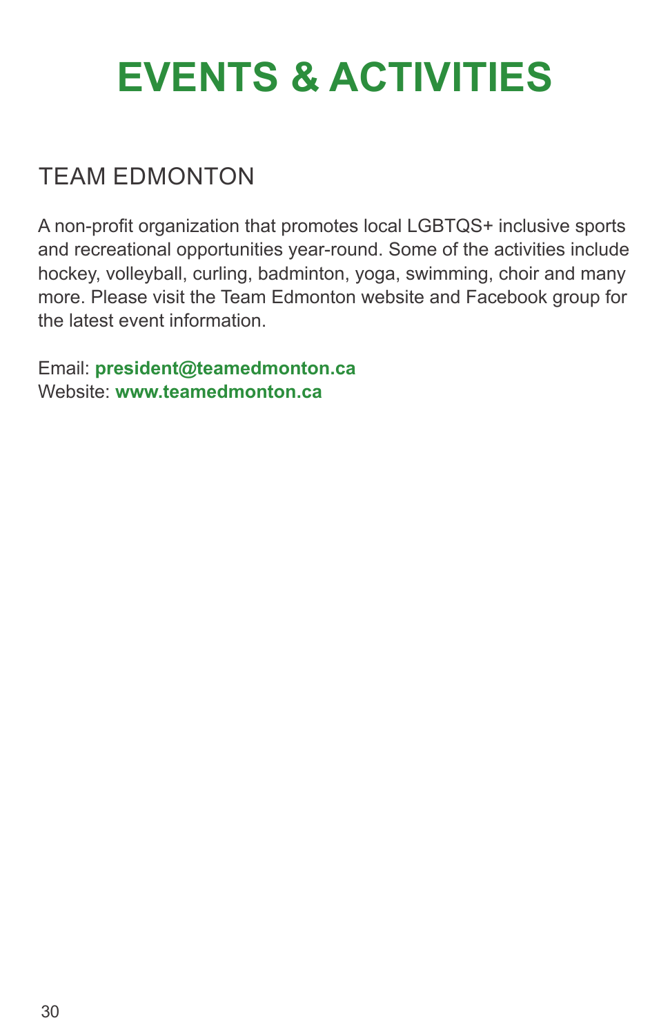# EVENTS & ACTIVITIES

## TEAM EDMONTON

A non-profit organization that promotes local LGBTQS+ inclusive sports and recreational opportunities year-round. Some of the activities include hockey, volleyball, curling, badminton, yoga, swimming, choir and many more. Please visit the Team Edmonton website and Facebook group for the latest event information.

Email: **president@teamedmonton.ca**
Website: **www.teamedmonton.ca**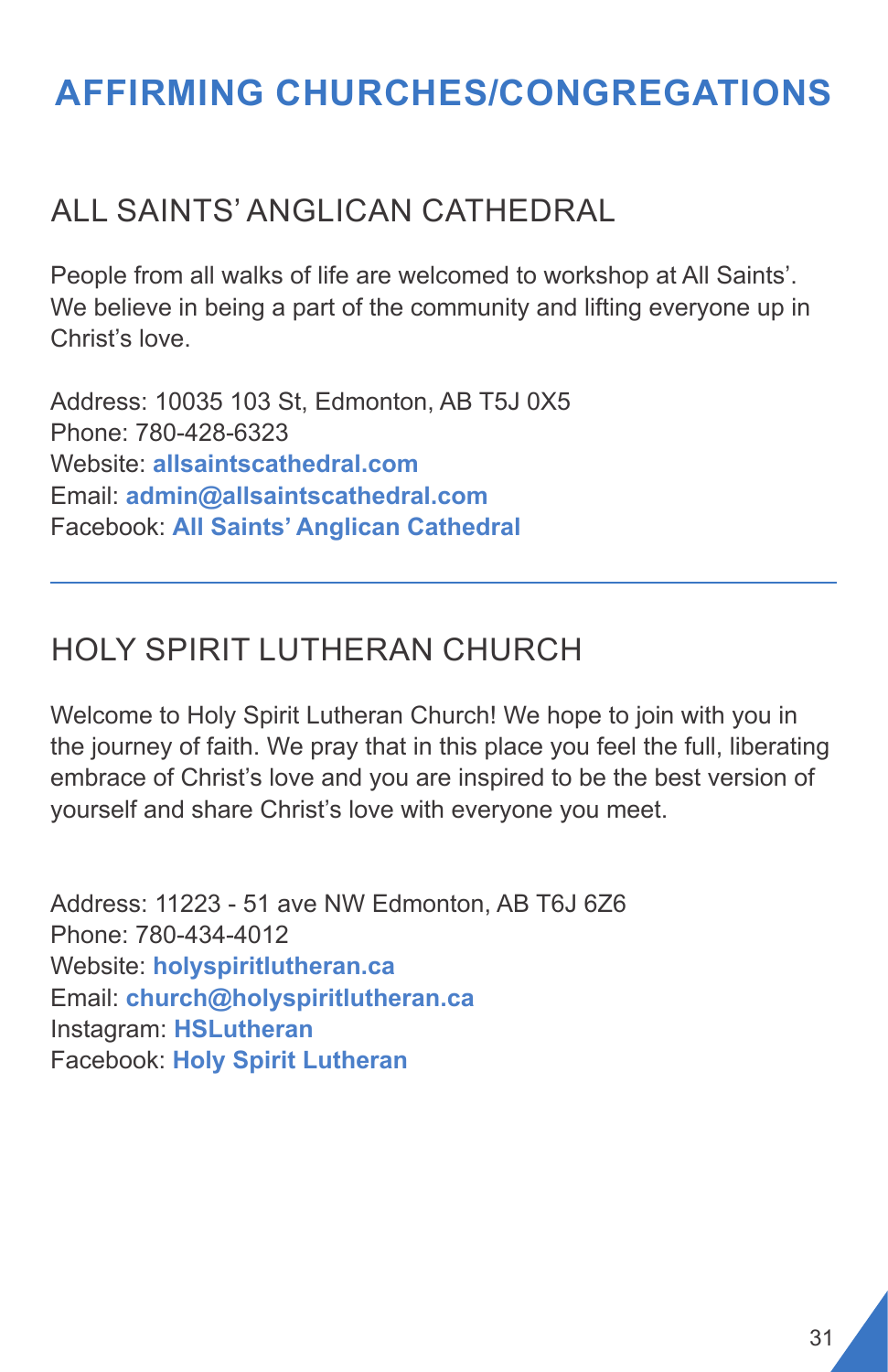# AFFIRMING CHURCHES/CONGREGATIONS

## ALL SAINTS' ANGLICAN CATHEDRAL

People from all walks of life are welcomed to workshop at All Saints'. We believe in being a part of the community and lifting everyone up in Christ's love.

Address: 10035 103 St, Edmonton, AB T5J 0X5
Phone: 780-428-6323
Website: **allsaintscathedral.com**
Email: **admin@allsaintscathedral.com**
Facebook: **All Saints' Anglican Cathedral**

---

## HOLY SPIRIT LUTHERAN CHURCH

Welcome to Holy Spirit Lutheran Church! We hope to join with you in the journey of faith. We pray that in this place you feel the full, liberating embrace of Christ's love and you are inspired to be the best version of yourself and share Christ's love with everyone you meet.

Address: 11223 - 51 ave NW Edmonton, AB T6J 6Z6
Phone: 780-434-4012
Website: **holyspiritlutheran.ca**
Email: **church@holyspiritlutheran.ca**
Instagram: **HSLutheran**
Facebook: **Holy Spirit Lutheran**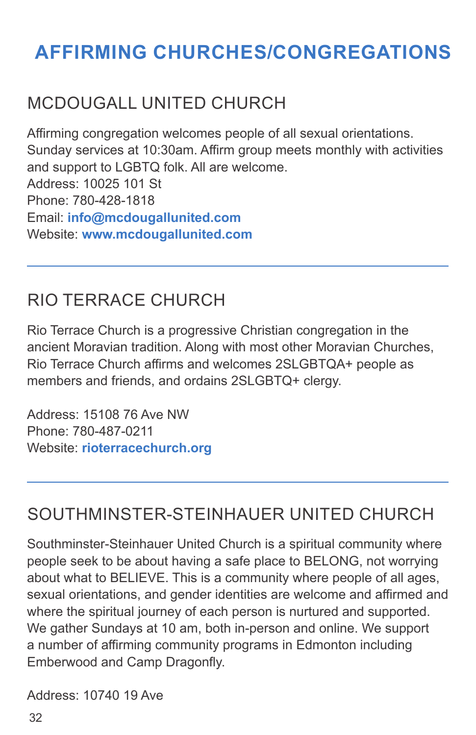# AFFIRMING CHURCHES/CONGREGATIONS

## MCDOUGALL UNITED CHURCH

Affirming congregation welcomes people of all sexual orientations. Sunday services at 10:30am. Affirm group meets monthly with activities and support to LGBTQ folk. All are welcome.
Address: 10025 101 St
Phone: 780-428-1818
Email: **info@mcdougallunited.com**
Website: **www.mcdougallunited.com**

---

## RIO TERRACE CHURCH

Rio Terrace Church is a progressive Christian congregation in the ancient Moravian tradition. Along with most other Moravian Churches, Rio Terrace Church affirms and welcomes 2SLGBTQA+ people as members and friends, and ordains 2SLGBTQ+ clergy.

Address: 15108 76 Ave NW
Phone: 780-487-0211
Website: **rioterracechurch.org**

---

## SOUTHMINSTER-STEINHAUER UNITED CHURCH

Southminster-Steinhauer United Church is a spiritual community where people seek to be about having a safe place to BELONG, not worrying about what to BELIEVE. This is a community where people of all ages, sexual orientations, and gender identities are welcome and affirmed and where the spiritual journey of each person is nurtured and supported. We gather Sundays at 10 am, both in-person and online. We support a number of affirming community programs in Edmonton including Emberwood and Camp Dragonfly.

Address: 10740 19 Ave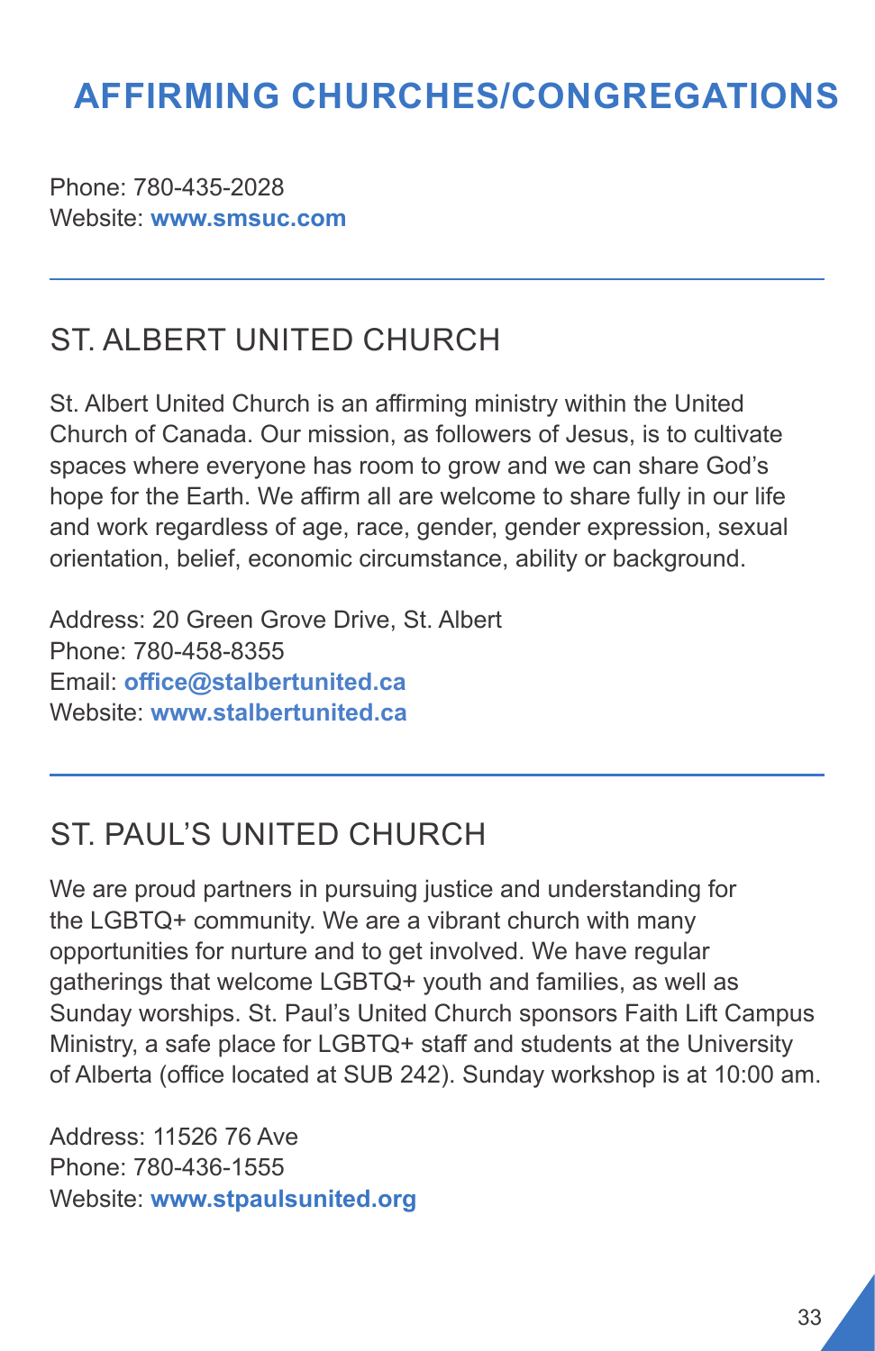# AFFIRMING CHURCHES/CONGREGATIONS

Phone: 780-435-2028
Website: **www.smsuc.com**

---

## ST. ALBERT UNITED CHURCH

St. Albert United Church is an affirming ministry within the United Church of Canada. Our mission, as followers of Jesus, is to cultivate spaces where everyone has room to grow and we can share God's hope for the Earth. We affirm all are welcome to share fully in our life and work regardless of age, race, gender, gender expression, sexual orientation, belief, economic circumstance, ability or background.

Address: 20 Green Grove Drive, St. Albert
Phone: 780-458-8355
Email: **office@stalbertunited.ca**
Website: **www.stalbertunited.ca**

---

## ST. PAUL'S UNITED CHURCH

We are proud partners in pursuing justice and understanding for the LGBTQ+ community. We are a vibrant church with many opportunities for nurture and to get involved. We have regular gatherings that welcome LGBTQ+ youth and families, as well as Sunday worships. St. Paul's United Church sponsors Faith Lift Campus Ministry, a safe place for LGBTQ+ staff and students at the University of Alberta (office located at SUB 242). Sunday workshop is at 10:00 am.

Address: 11526 76 Ave
Phone: 780-436-1555
Website: **www.stpaulsunited.org**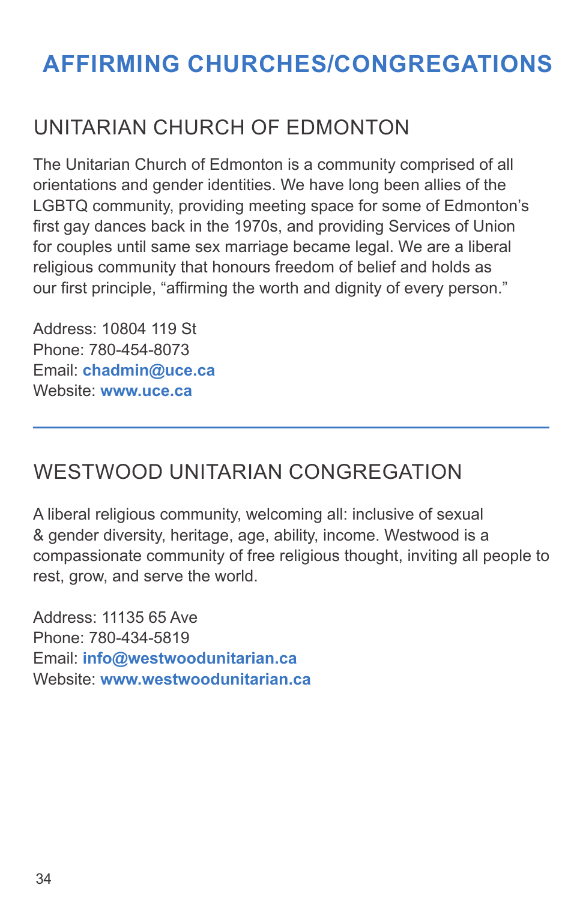# AFFIRMING CHURCHES/CONGREGATIONS

## UNITARIAN CHURCH OF EDMONTON

The Unitarian Church of Edmonton is a community comprised of all orientations and gender identities. We have long been allies of the LGBTQ community, providing meeting space for some of Edmonton's first gay dances back in the 1970s, and providing Services of Union for couples until same sex marriage became legal. We are a liberal religious community that honours freedom of belief and holds as our first principle, "affirming the worth and dignity of every person."

Address: 10804 119 St
Phone: 780-454-8073
Email: **chadmin@uce.ca**
Website: **www.uce.ca**

---

## WESTWOOD UNITARIAN CONGREGATION

A liberal religious community, welcoming all: inclusive of sexual & gender diversity, heritage, age, ability, income. Westwood is a compassionate community of free religious thought, inviting all people to rest, grow, and serve the world.

Address: 11135 65 Ave
Phone: 780-434-5819
Email: **info@westwoodunitarian.ca**
Website: **www.westwoodunitarian.ca**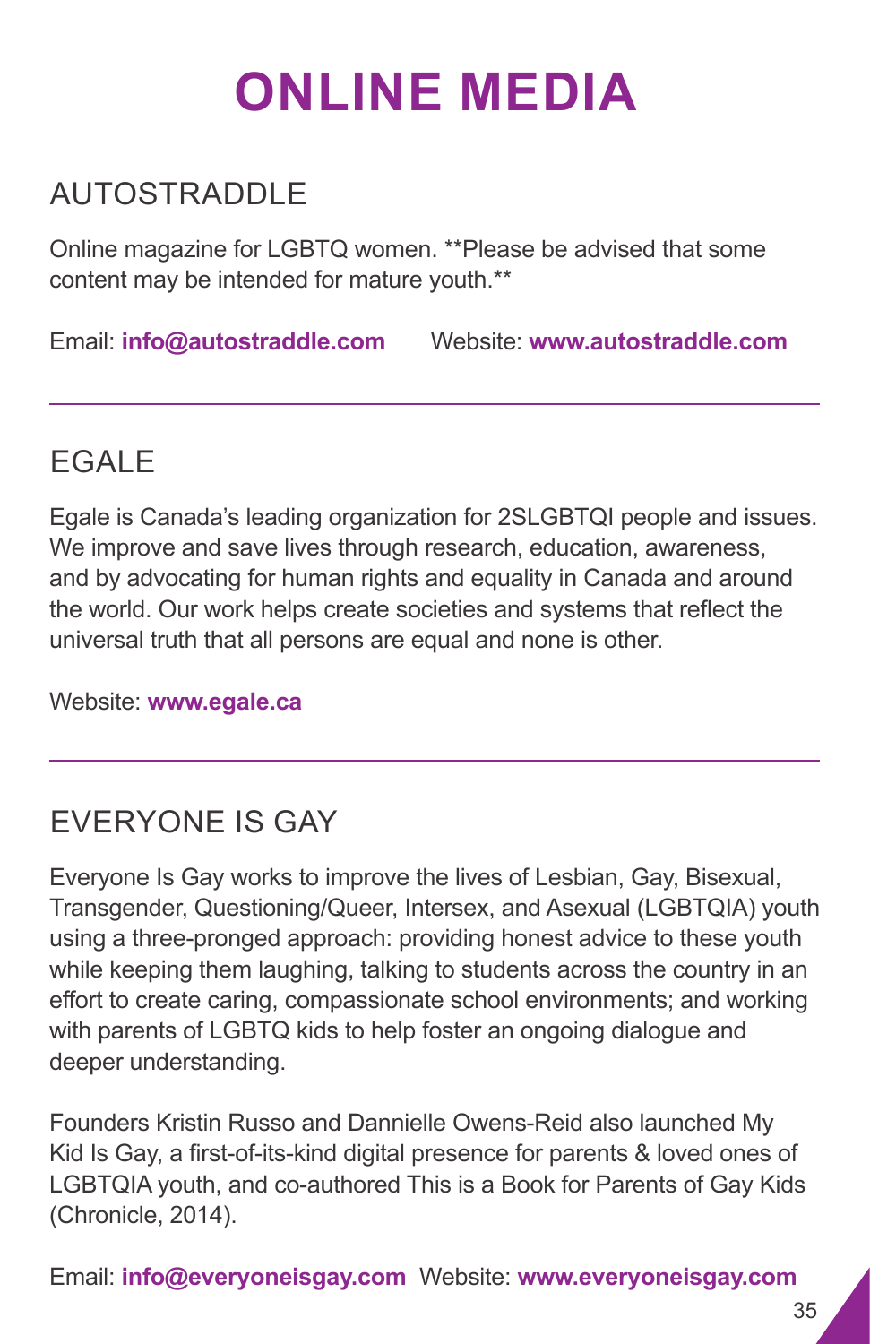# ONLINE MEDIA

## AUTOSTRADDLE

Online magazine for LGBTQ women. **Please be advised that some content may be intended for mature youth.**

Email: **info@autostraddle.com** Website: **www.autostraddle.com**

---

## EGALE

Egale is Canada's leading organization for 2SLGBTQI people and issues. We improve and save lives through research, education, awareness, and by advocating for human rights and equality in Canada and around the world. Our work helps create societies and systems that reflect the universal truth that all persons are equal and none is other.

Website: **www.egale.ca**

---

## EVERYONE IS GAY

Everyone Is Gay works to improve the lives of Lesbian, Gay, Bisexual, Transgender, Questioning/Queer, Intersex, and Asexual (LGBTQIA) youth using a three-pronged approach: providing honest advice to these youth while keeping them laughing, talking to students across the country in an effort to create caring, compassionate school environments; and working with parents of LGBTQ kids to help foster an ongoing dialogue and deeper understanding.

Founders Kristin Russo and Dannielle Owens-Reid also launched My Kid Is Gay, a first-of-its-kind digital presence for parents & loved ones of LGBTQIA youth, and co-authored This is a Book for Parents of Gay Kids (Chronicle, 2014).

Email: **info@everyoneisgay.com** Website: **www.everyoneisgay.com**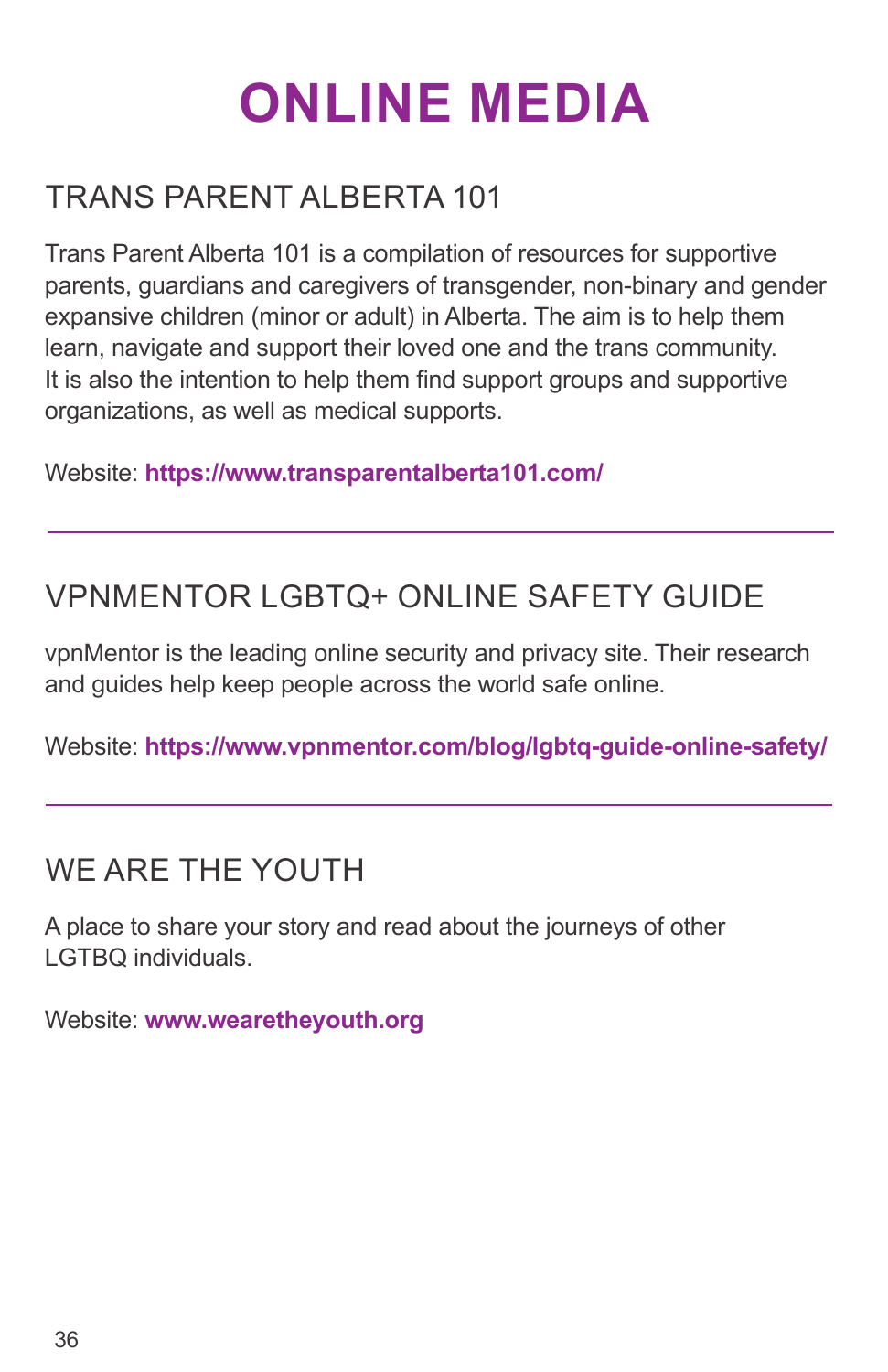# ONLINE MEDIA

## TRANS PARENT ALBERTA 101

Trans Parent Alberta 101 is a compilation of resources for supportive parents, guardians and caregivers of transgender, non-binary and gender expansive children (minor or adult) in Alberta. The aim is to help them learn, navigate and support their loved one and the trans community. It is also the intention to help them find support groups and supportive organizations, as well as medical supports.

Website: **https://www.transparentalberta101.com/**

---

## VPNMENTOR LGBTQ+ ONLINE SAFETY GUIDE

vpnMentor is the leading online security and privacy site. Their research and guides help keep people across the world safe online.

Website: **https://www.vpnmentor.com/blog/lgbtq-guide-online-safety/**

---

## WE ARE THE YOUTH

A place to share your story and read about the journeys of other LGTBQ individuals.

Website: **www.wearetheyouth.org**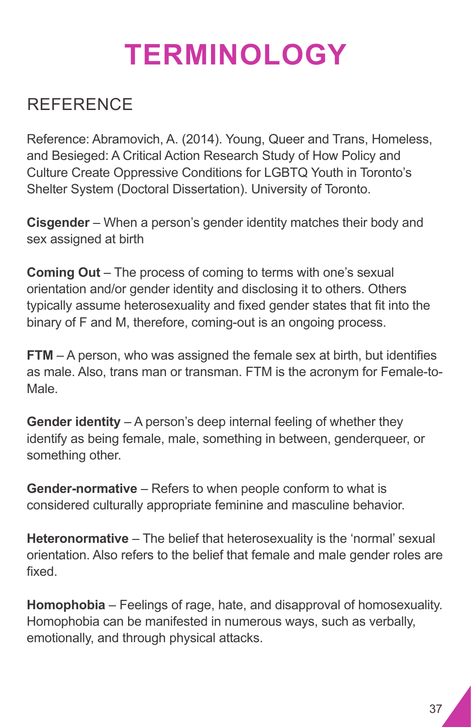# TERMINOLOGY

## REFERENCE

Reference: Abramovich, A. (2014). Young, Queer and Trans, Homeless, and Besieged: A Critical Action Research Study of How Policy and Culture Create Oppressive Conditions for LGBTQ Youth in Toronto's Shelter System (Doctoral Dissertation). University of Toronto.

**Cisgender** – When a person's gender identity matches their body and sex assigned at birth

**Coming Out** – The process of coming to terms with one's sexual orientation and/or gender identity and disclosing it to others. Others typically assume heterosexuality and fixed gender states that fit into the binary of F and M, therefore, coming-out is an ongoing process.

**FTM** – A person, who was assigned the female sex at birth, but identifies as male. Also, trans man or transman. FTM is the acronym for Female-to-Male.

**Gender identity** – A person's deep internal feeling of whether they identify as being female, male, something in between, genderqueer, or something other.

**Gender-normative** – Refers to when people conform to what is considered culturally appropriate feminine and masculine behavior.

**Heteronormative** – The belief that heterosexuality is the 'normal' sexual orientation. Also refers to the belief that female and male gender roles are fixed.

**Homophobia** – Feelings of rage, hate, and disapproval of homosexuality. Homophobia can be manifested in numerous ways, such as verbally, emotionally, and through physical attacks.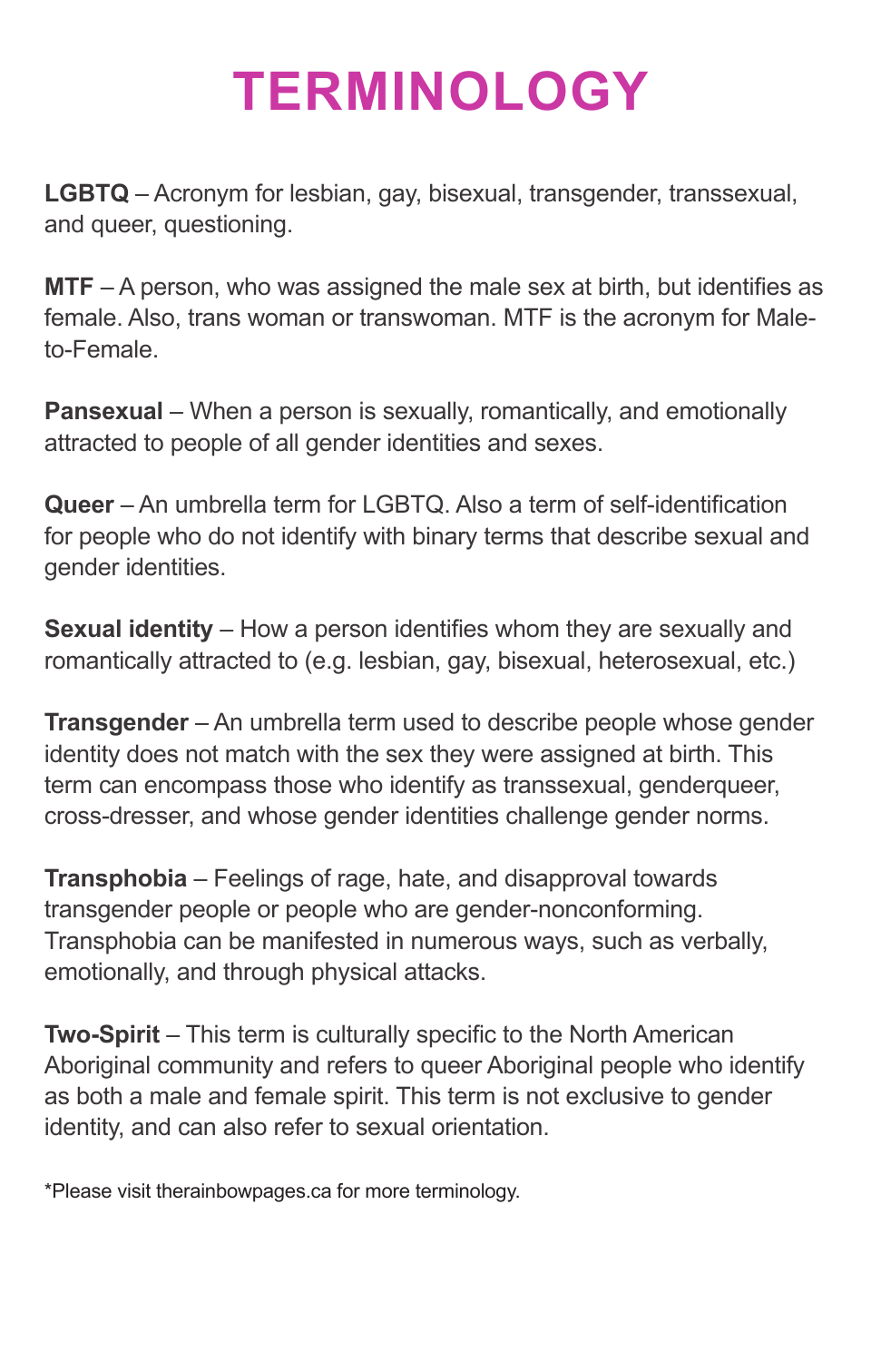# TERMINOLOGY

**LGBTQ** – Acronym for lesbian, gay, bisexual, transgender, transsexual, and queer, questioning.

**MTF** – A person, who was assigned the male sex at birth, but identifies as female. Also, trans woman or transwoman. MTF is the acronym for Male-to-Female.

**Pansexual** – When a person is sexually, romantically, and emotionally attracted to people of all gender identities and sexes.

**Queer** – An umbrella term for LGBTQ. Also a term of self-identification for people who do not identify with binary terms that describe sexual and gender identities.

**Sexual identity** – How a person identifies whom they are sexually and romantically attracted to (e.g. lesbian, gay, bisexual, heterosexual, etc.)

**Transgender** – An umbrella term used to describe people whose gender identity does not match with the sex they were assigned at birth. This term can encompass those who identify as transsexual, genderqueer, cross-dresser, and whose gender identities challenge gender norms.

**Transphobia** – Feelings of rage, hate, and disapproval towards transgender people or people who are gender-nonconforming. Transphobia can be manifested in numerous ways, such as verbally, emotionally, and through physical attacks.

**Two-Spirit** – This term is culturally specific to the North American Aboriginal community and refers to queer Aboriginal people who identify as both a male and female spirit. This term is not exclusive to gender identity, and can also refer to sexual orientation.

*Please visit therainbowpages.ca for more terminology.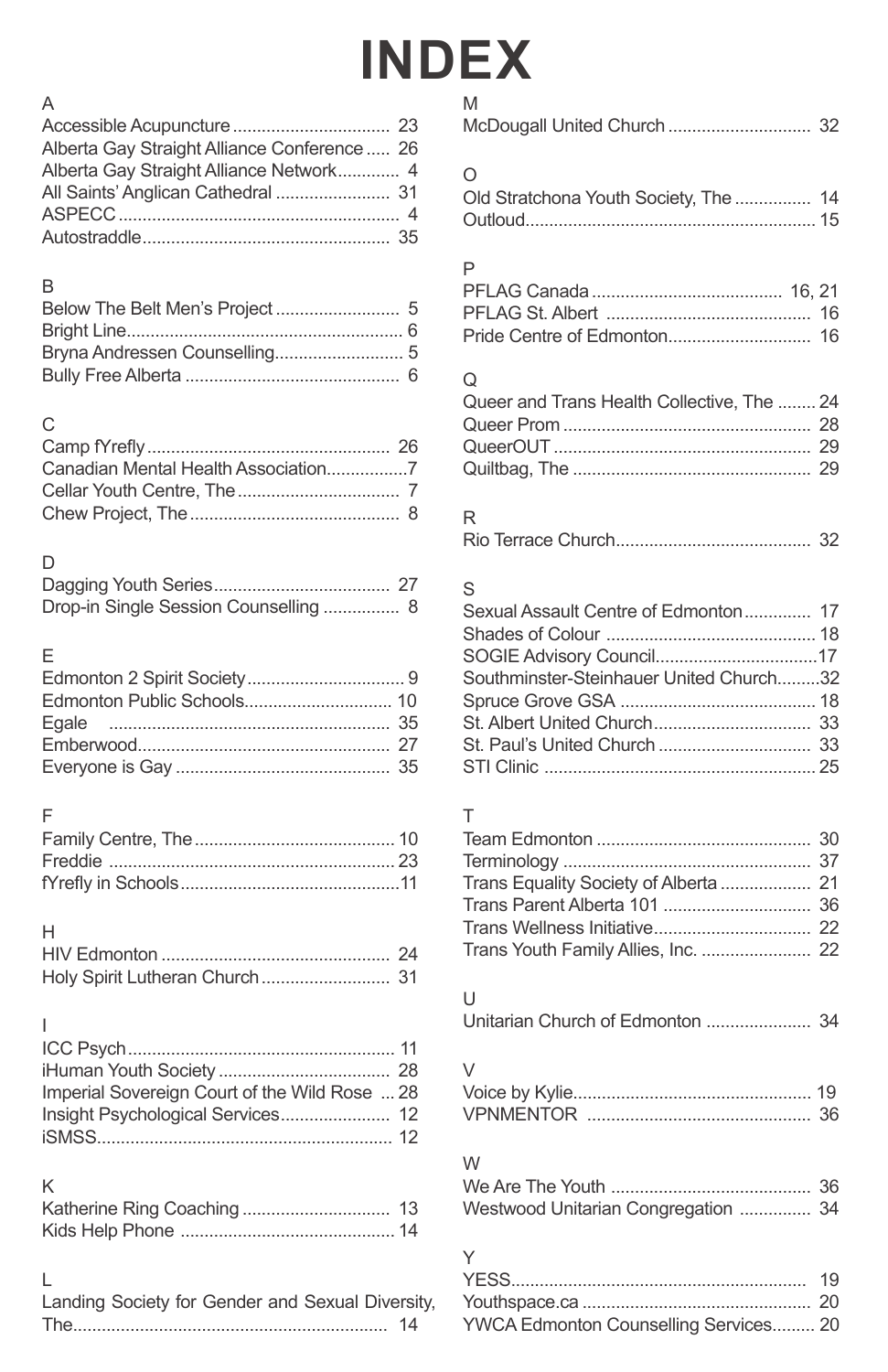# INDEX

**A**

Accessible Acupuncture ................................ 23
Alberta Gay Straight Alliance Conference ..... 26
Alberta Gay Straight Alliance Network............ 4
All Saints' Anglican Cathedral ........................ 31
ASPECC ........................................................... 4
Autostraddle.................................................... 35

**B**

Below The Belt Men's Project .......................... 5
Bright Line......................................................... 6
Bryna Andressen Counselling........................... 5
Bully Free Alberta ............................................. 6

**C**

Camp fYrefly .................................................... 26
Canadian Mental Health Association.................7
Cellar Youth Centre, The .................................. 7
Chew Project, The ............................................ 8

**D**

Dagging Youth Series..................................... 27
Drop-in Single Session Counselling ................ 8

**E**

Edmonton 2 Spirit Society ................................. 9
Edmonton Public Schools............................... 10
Egale ............................................................... 35
Emberwood...................................................... 27
Everyone is Gay .............................................. 35

**F**

Family Centre, The .......................................... 10
Freddie ............................................................ 23
fYrefly in Schools .............................................11

**H**

HIV Edmonton ................................................. 24
Holy Spirit Lutheran Church ........................... 31

**I**

ICC Psych ........................................................ 11
iHuman Youth Society .................................... 28
Imperial Sovereign Court of the Wild Rose ... 28
Insight Psychological Services....................... 12
iSMSS.............................................................. 12

**K**

Katherine Ring Coaching ............................... 13
Kids Help Phone ............................................. 14

**L**

Landing Society for Gender and Sexual Diversity, The................................................................. 14

**M**

McDougall United Church .............................. 32

**O**

Old Stratchona Youth Society, The ................ 14
Outloud............................................................. 15

**P**

PFLAG Canada ....................................... 16, 21
PFLAG St. Albert ........................................... 16
Pride Centre of Edmonton.............................. 16

**Q**

Queer and Trans Health Collective, The ........ 24
Queer Prom .................................................... 28
QueerOUT ...................................................... 29
Quiltbag, The .................................................. 29

**R**

Rio Terrace Church......................................... 32

**S**

Sexual Assault Centre of Edmonton.............. 17
Shades of Colour ............................................ 18
SOGIE Advisory Council..................................17
Southminster-Steinhauer United Church.........32
Spruce Grove GSA ......................................... 18
St. Albert United Church................................. 33
St. Paul's United Church ................................ 33
STI Clinic ........................................................ 25

**T**

Team Edmonton ............................................. 30
Terminology .................................................... 37
Trans Equality Society of Alberta ................... 21
Trans Parent Alberta 101 ............................... 36
Trans Wellness Initiative................................. 22
Trans Youth Family Allies, Inc. ....................... 22

**U**

Unitarian Church of Edmonton ...................... 34

**V**

Voice by Kylie.................................................. 19
VPNMENTOR ................................................ 36

**W**

We Are The Youth .......................................... 36
Westwood Unitarian Congregation ............... 34

**Y**

YESS............................................................... 19
Youthspace.ca ................................................ 20
YWCA Edmonton Counselling Services......... 20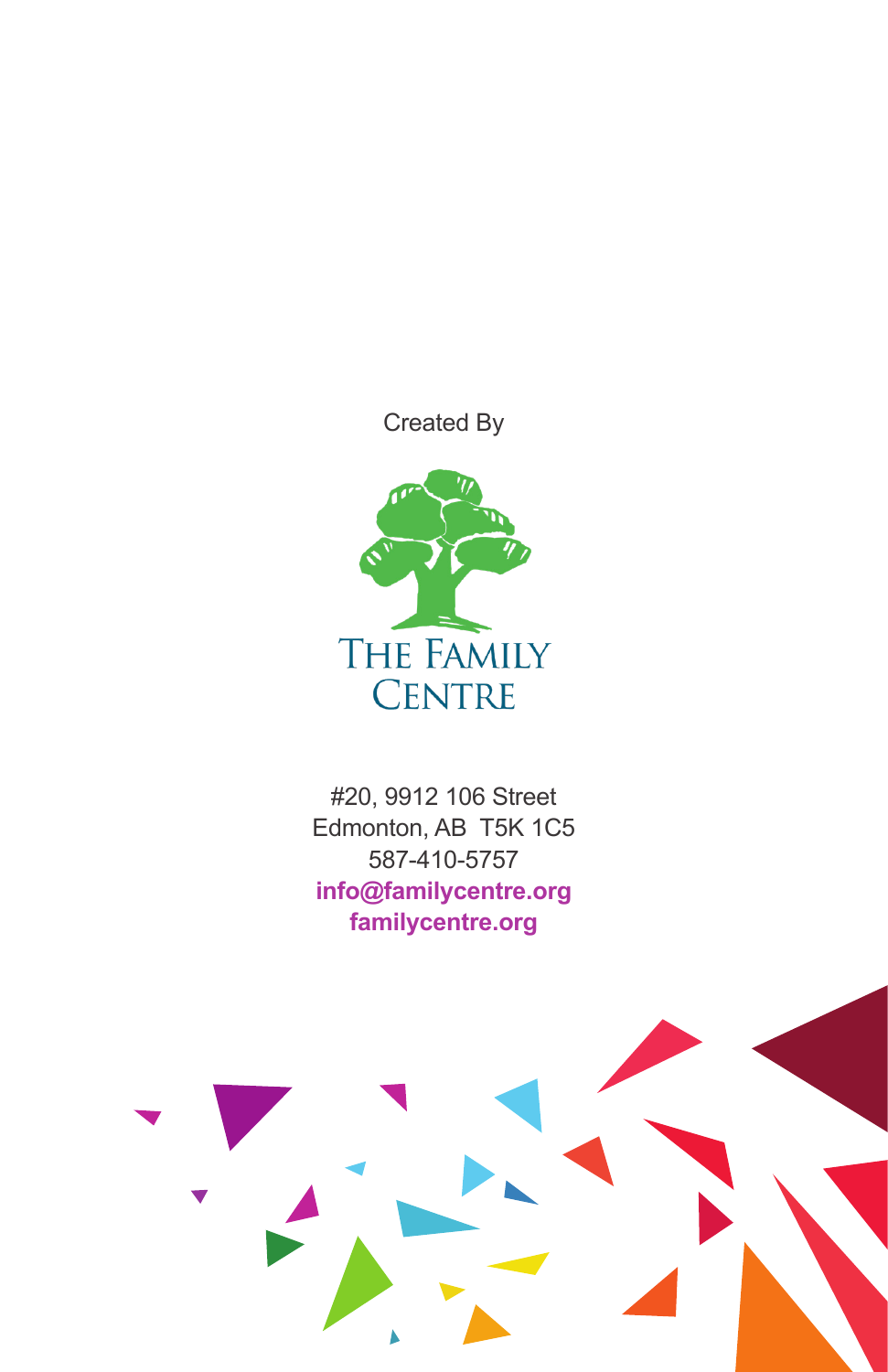Created By

THE FAMILY CENTRE

#20, 9912 106 Street
Edmonton, AB T5K 1C5
587-410-5757
**info@familycentre.org**
**familycentre.org**